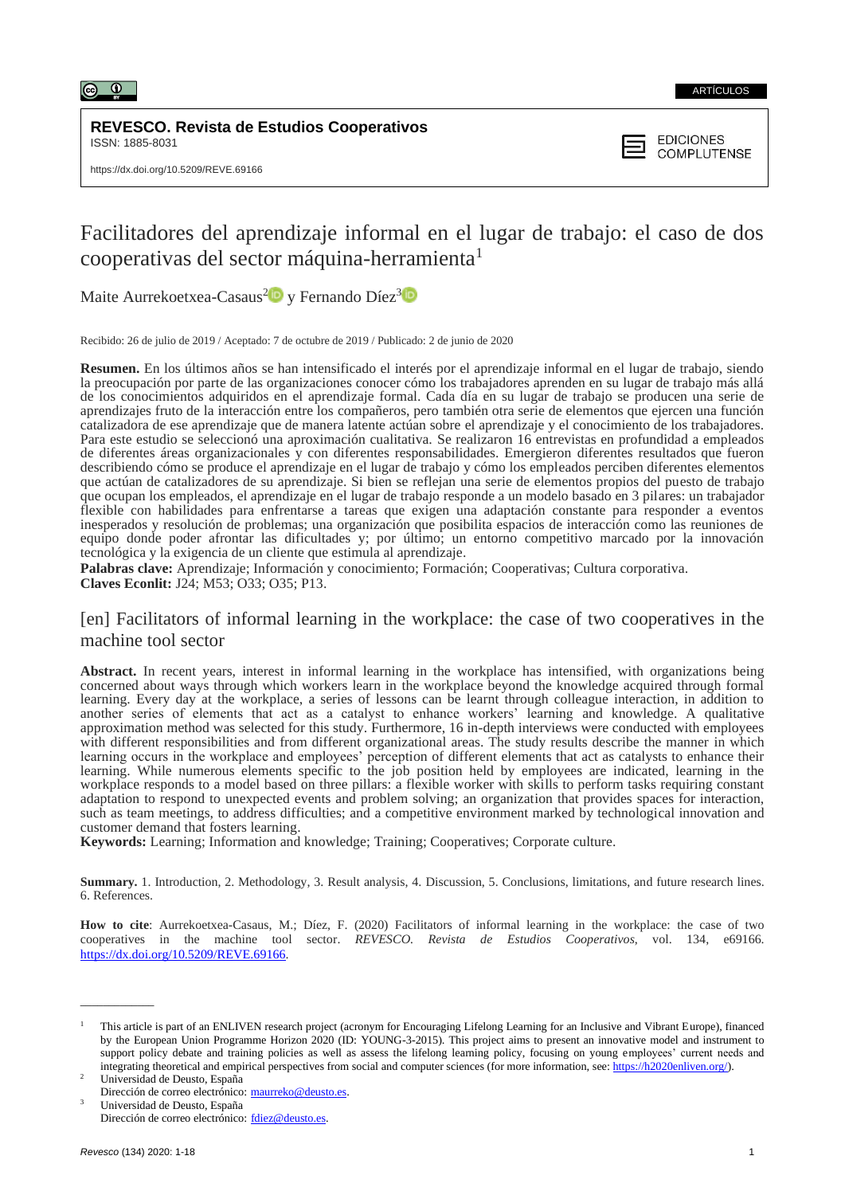ARTÍCULOS

**REVESCO. Revista de Estudios Cooperativos**
ISSN: 1885-8031

https://dx.doi.org/10.5209/REVE.69166

EDICIONES COMPLUTENSE

# Facilitadores del aprendizaje informal en el lugar de trabajo: el caso de dos cooperativas del sector máquina-herramienta[1]

Maite Aurrekoetxea-Casaus[2] y Fernando Díez[3]

Recibido: 26 de julio de 2019 / Aceptado: 7 de octubre de 2019 / Publicado: 2 de junio de 2020

**Resumen.** En los últimos años se han intensificado el interés por el aprendizaje informal en el lugar de trabajo, siendo la preocupación por parte de las organizaciones conocer cómo los trabajadores aprenden en su lugar de trabajo más allá de los conocimientos adquiridos en el aprendizaje formal. Cada día en su lugar de trabajo se producen una serie de aprendizajes fruto de la interacción entre los compañeros, pero también otra serie de elementos que ejercen una función catalizadora de ese aprendizaje que de manera latente actúan sobre el aprendizaje y el conocimiento de los trabajadores. Para este estudio se seleccionó una aproximación cualitativa. Se realizaron 16 entrevistas en profundidad a empleados de diferentes áreas organizacionales y con diferentes responsabilidades. Emergieron diferentes resultados que fueron describiendo cómo se produce el aprendizaje en el lugar de trabajo y cómo los empleados perciben diferentes elementos que actúan de catalizadores de su aprendizaje. Si bien se reflejan una serie de elementos propios del puesto de trabajo que ocupan los empleados, el aprendizaje en el lugar de trabajo responde a un modelo basado en 3 pilares: un trabajador flexible con habilidades para enfrentarse a tareas que exigen una adaptación constante para responder a eventos inesperados y resolución de problemas; una organización que posibilita espacios de interacción como las reuniones de equipo donde poder afrontar las dificultades y; por último; un entorno competitivo marcado por la innovación tecnológica y la exigencia de un cliente que estimula al aprendizaje.
**Palabras clave:** Aprendizaje; Información y conocimiento; Formación; Cooperativas; Cultura corporativa.
**Claves Econlit:** J24; M53; O33; O35; P13.

## [en] Facilitators of informal learning in the workplace: the case of two cooperatives in the machine tool sector

**Abstract.** In recent years, interest in informal learning in the workplace has intensified, with organizations being concerned about ways through which workers learn in the workplace beyond the knowledge acquired through formal learning. Every day at the workplace, a series of lessons can be learnt through colleague interaction, in addition to another series of elements that act as a catalyst to enhance workers' learning and knowledge. A qualitative approximation method was selected for this study. Furthermore, 16 in-depth interviews were conducted with employees with different responsibilities and from different organizational areas. The study results describe the manner in which learning occurs in the workplace and employees' perception of different elements that act as catalysts to enhance their learning. While numerous elements specific to the job position held by employees are indicated, learning in the workplace responds to a model based on three pillars: a flexible worker with skills to perform tasks requiring constant adaptation to respond to unexpected events and problem solving; an organization that provides spaces for interaction, such as team meetings, to address difficulties; and a competitive environment marked by technological innovation and customer demand that fosters learning.
**Keywords:** Learning; Information and knowledge; Training; Cooperatives; Corporate culture.

**Summary.** 1. Introduction, 2. Methodology, 3. Result analysis, 4. Discussion, 5. Conclusions, limitations, and future research lines. 6. References.

**How to cite**: Aurrekoetxea-Casaus, M.; Díez, F. (2020) Facilitators of informal learning in the workplace: the case of two cooperatives in the machine tool sector. *REVESCO. Revista de Estudios Cooperativos*, vol. 134, e69166. https://dx.doi.org/10.5209/REVE.69166.

---

[1] This article is part of an ENLIVEN research project (acronym for Encouraging Lifelong Learning for an Inclusive and Vibrant Europe), financed by the European Union Programme Horizon 2020 (ID: YOUNG-3-2015). This project aims to present an innovative model and instrument to support policy debate and training policies as well as assess the lifelong learning policy, focusing on young employees' current needs and integrating theoretical and empirical perspectives from social and computer sciences (for more information, see: https://h2020enliven.org/).

[2] Universidad de Deusto, España
Dirección de correo electrónico: maurreko@deusto.es.

[3] Universidad de Deusto, España
Dirección de correo electrónico: fdiez@deusto.es.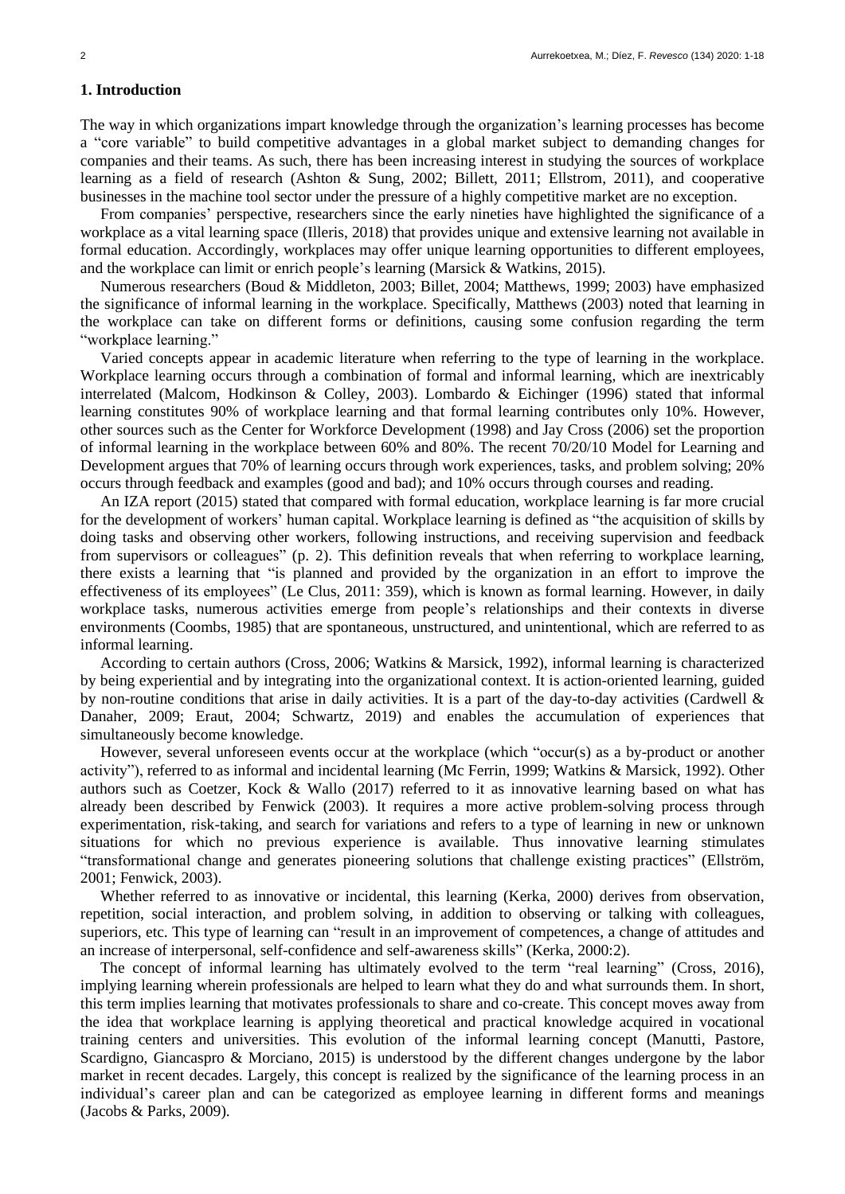## 1. Introduction

The way in which organizations impart knowledge through the organization's learning processes has become a "core variable" to build competitive advantages in a global market subject to demanding changes for companies and their teams. As such, there has been increasing interest in studying the sources of workplace learning as a field of research (Ashton & Sung, 2002; Billett, 2011; Ellstrom, 2011), and cooperative businesses in the machine tool sector under the pressure of a highly competitive market are no exception.

From companies' perspective, researchers since the early nineties have highlighted the significance of a workplace as a vital learning space (Illeris, 2018) that provides unique and extensive learning not available in formal education. Accordingly, workplaces may offer unique learning opportunities to different employees, and the workplace can limit or enrich people's learning (Marsick & Watkins, 2015).

Numerous researchers (Boud & Middleton, 2003; Billet, 2004; Matthews, 1999; 2003) have emphasized the significance of informal learning in the workplace. Specifically, Matthews (2003) noted that learning in the workplace can take on different forms or definitions, causing some confusion regarding the term "workplace learning."

Varied concepts appear in academic literature when referring to the type of learning in the workplace. Workplace learning occurs through a combination of formal and informal learning, which are inextricably interrelated (Malcom, Hodkinson & Colley, 2003). Lombardo & Eichinger (1996) stated that informal learning constitutes 90% of workplace learning and that formal learning contributes only 10%. However, other sources such as the Center for Workforce Development (1998) and Jay Cross (2006) set the proportion of informal learning in the workplace between 60% and 80%. The recent 70/20/10 Model for Learning and Development argues that 70% of learning occurs through work experiences, tasks, and problem solving; 20% occurs through feedback and examples (good and bad); and 10% occurs through courses and reading.

An IZA report (2015) stated that compared with formal education, workplace learning is far more crucial for the development of workers' human capital. Workplace learning is defined as "the acquisition of skills by doing tasks and observing other workers, following instructions, and receiving supervision and feedback from supervisors or colleagues" (p. 2). This definition reveals that when referring to workplace learning, there exists a learning that "is planned and provided by the organization in an effort to improve the effectiveness of its employees" (Le Clus, 2011: 359), which is known as formal learning. However, in daily workplace tasks, numerous activities emerge from people's relationships and their contexts in diverse environments (Coombs, 1985) that are spontaneous, unstructured, and unintentional, which are referred to as informal learning.

According to certain authors (Cross, 2006; Watkins & Marsick, 1992), informal learning is characterized by being experiential and by integrating into the organizational context. It is action-oriented learning, guided by non-routine conditions that arise in daily activities. It is a part of the day-to-day activities (Cardwell & Danaher, 2009; Eraut, 2004; Schwartz, 2019) and enables the accumulation of experiences that simultaneously become knowledge.

However, several unforeseen events occur at the workplace (which "occur(s) as a by-product or another activity"), referred to as informal and incidental learning (Mc Ferrin, 1999; Watkins & Marsick, 1992). Other authors such as Coetzer, Kock & Wallo (2017) referred to it as innovative learning based on what has already been described by Fenwick (2003). It requires a more active problem-solving process through experimentation, risk-taking, and search for variations and refers to a type of learning in new or unknown situations for which no previous experience is available. Thus innovative learning stimulates "transformational change and generates pioneering solutions that challenge existing practices" (Ellström, 2001; Fenwick, 2003).

Whether referred to as innovative or incidental, this learning (Kerka, 2000) derives from observation, repetition, social interaction, and problem solving, in addition to observing or talking with colleagues, superiors, etc. This type of learning can "result in an improvement of competences, a change of attitudes and an increase of interpersonal, self-confidence and self-awareness skills" (Kerka, 2000:2).

The concept of informal learning has ultimately evolved to the term "real learning" (Cross, 2016), implying learning wherein professionals are helped to learn what they do and what surrounds them. In short, this term implies learning that motivates professionals to share and co-create. This concept moves away from the idea that workplace learning is applying theoretical and practical knowledge acquired in vocational training centers and universities. This evolution of the informal learning concept (Manutti, Pastore, Scardigno, Giancaspro & Morciano, 2015) is understood by the different changes undergone by the labor market in recent decades. Largely, this concept is realized by the significance of the learning process in an individual's career plan and can be categorized as employee learning in different forms and meanings (Jacobs & Parks, 2009).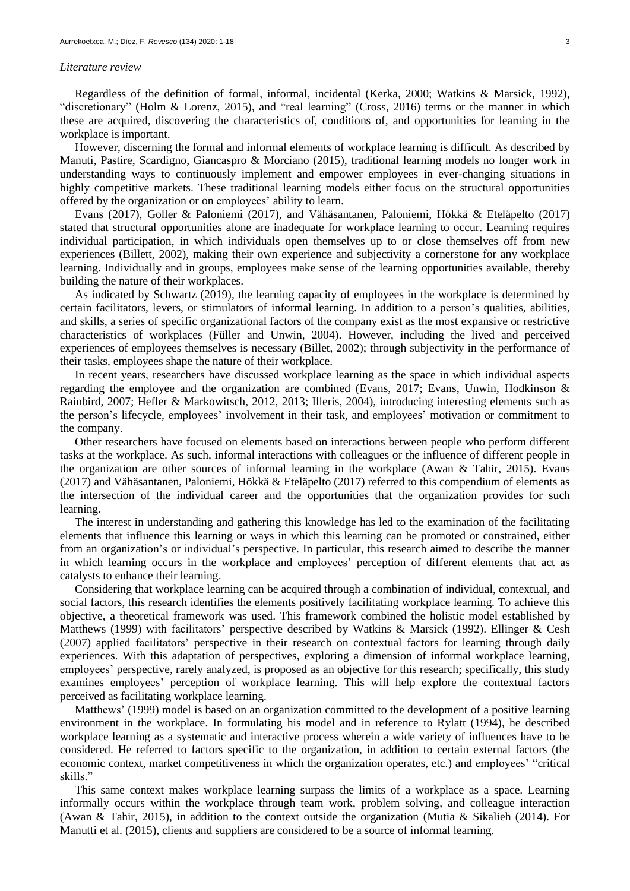*Literature review*

Regardless of the definition of formal, informal, incidental (Kerka, 2000; Watkins & Marsick, 1992), "discretionary" (Holm & Lorenz, 2015), and "real learning" (Cross, 2016) terms or the manner in which these are acquired, discovering the characteristics of, conditions of, and opportunities for learning in the workplace is important.

However, discerning the formal and informal elements of workplace learning is difficult. As described by Manuti, Pastire, Scardigno, Giancaspro & Morciano (2015), traditional learning models no longer work in understanding ways to continuously implement and empower employees in ever-changing situations in highly competitive markets. These traditional learning models either focus on the structural opportunities offered by the organization or on employees' ability to learn.

Evans (2017), Goller & Paloniemi (2017), and Vähäsantanen, Paloniemi, Hökkä & Eteläpelto (2017) stated that structural opportunities alone are inadequate for workplace learning to occur. Learning requires individual participation, in which individuals open themselves up to or close themselves off from new experiences (Billett, 2002), making their own experience and subjectivity a cornerstone for any workplace learning. Individually and in groups, employees make sense of the learning opportunities available, thereby building the nature of their workplaces.

As indicated by Schwartz (2019), the learning capacity of employees in the workplace is determined by certain facilitators, levers, or stimulators of informal learning. In addition to a person's qualities, abilities, and skills, a series of specific organizational factors of the company exist as the most expansive or restrictive characteristics of workplaces (Füller and Unwin, 2004). However, including the lived and perceived experiences of employees themselves is necessary (Billet, 2002); through subjectivity in the performance of their tasks, employees shape the nature of their workplace.

In recent years, researchers have discussed workplace learning as the space in which individual aspects regarding the employee and the organization are combined (Evans, 2017; Evans, Unwin, Hodkinson & Rainbird, 2007; Hefler & Markowitsch, 2012, 2013; Illeris, 2004), introducing interesting elements such as the person's lifecycle, employees' involvement in their task, and employees' motivation or commitment to the company.

Other researchers have focused on elements based on interactions between people who perform different tasks at the workplace. As such, informal interactions with colleagues or the influence of different people in the organization are other sources of informal learning in the workplace (Awan & Tahir, 2015). Evans (2017) and Vähäsantanen, Paloniemi, Hökkä & Eteläpelto (2017) referred to this compendium of elements as the intersection of the individual career and the opportunities that the organization provides for such learning.

The interest in understanding and gathering this knowledge has led to the examination of the facilitating elements that influence this learning or ways in which this learning can be promoted or constrained, either from an organization's or individual's perspective. In particular, this research aimed to describe the manner in which learning occurs in the workplace and employees' perception of different elements that act as catalysts to enhance their learning.

Considering that workplace learning can be acquired through a combination of individual, contextual, and social factors, this research identifies the elements positively facilitating workplace learning. To achieve this objective, a theoretical framework was used. This framework combined the holistic model established by Matthews (1999) with facilitators' perspective described by Watkins & Marsick (1992). Ellinger & Cesh (2007) applied facilitators' perspective in their research on contextual factors for learning through daily experiences. With this adaptation of perspectives, exploring a dimension of informal workplace learning, employees' perspective, rarely analyzed, is proposed as an objective for this research; specifically, this study examines employees' perception of workplace learning. This will help explore the contextual factors perceived as facilitating workplace learning.

Matthews' (1999) model is based on an organization committed to the development of a positive learning environment in the workplace. In formulating his model and in reference to Rylatt (1994), he described workplace learning as a systematic and interactive process wherein a wide variety of influences have to be considered. He referred to factors specific to the organization, in addition to certain external factors (the economic context, market competitiveness in which the organization operates, etc.) and employees' "critical skills."

This same context makes workplace learning surpass the limits of a workplace as a space. Learning informally occurs within the workplace through team work, problem solving, and colleague interaction (Awan & Tahir, 2015), in addition to the context outside the organization (Mutia & Sikalieh (2014). For Manutti et al. (2015), clients and suppliers are considered to be a source of informal learning.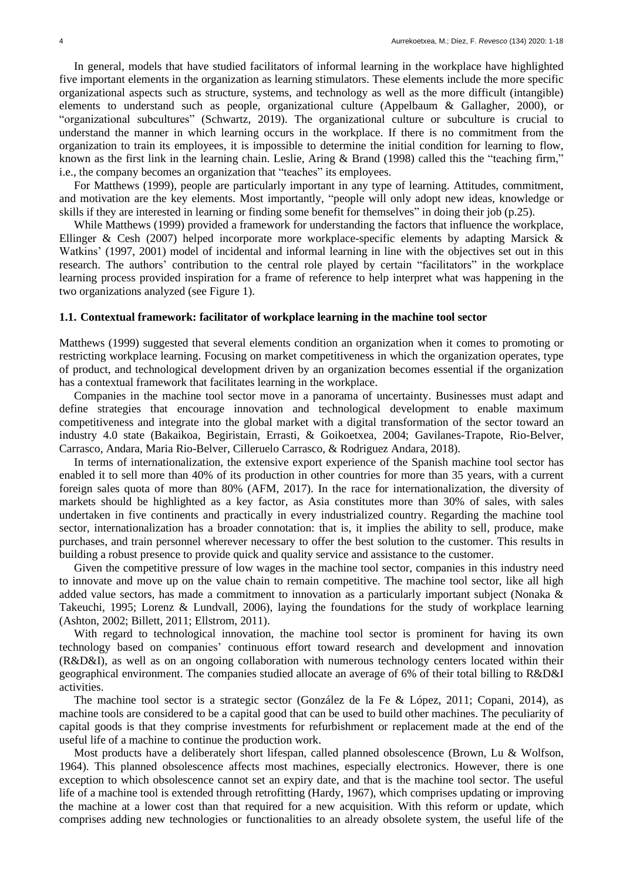In general, models that have studied facilitators of informal learning in the workplace have highlighted five important elements in the organization as learning stimulators. These elements include the more specific organizational aspects such as structure, systems, and technology as well as the more difficult (intangible) elements to understand such as people, organizational culture (Appelbaum & Gallagher, 2000), or "organizational subcultures" (Schwartz, 2019). The organizational culture or subculture is crucial to understand the manner in which learning occurs in the workplace. If there is no commitment from the organization to train its employees, it is impossible to determine the initial condition for learning to flow, known as the first link in the learning chain. Leslie, Aring & Brand (1998) called this the "teaching firm," i.e., the company becomes an organization that "teaches" its employees.

For Matthews (1999), people are particularly important in any type of learning. Attitudes, commitment, and motivation are the key elements. Most importantly, "people will only adopt new ideas, knowledge or skills if they are interested in learning or finding some benefit for themselves" in doing their job (p.25).

While Matthews (1999) provided a framework for understanding the factors that influence the workplace, Ellinger & Cesh (2007) helped incorporate more workplace-specific elements by adapting Marsick & Watkins' (1997, 2001) model of incidental and informal learning in line with the objectives set out in this research. The authors' contribution to the central role played by certain "facilitators" in the workplace learning process provided inspiration for a frame of reference to help interpret what was happening in the two organizations analyzed (see Figure 1).

### 1.1. Contextual framework: facilitator of workplace learning in the machine tool sector

Matthews (1999) suggested that several elements condition an organization when it comes to promoting or restricting workplace learning. Focusing on market competitiveness in which the organization operates, type of product, and technological development driven by an organization becomes essential if the organization has a contextual framework that facilitates learning in the workplace.

Companies in the machine tool sector move in a panorama of uncertainty. Businesses must adapt and define strategies that encourage innovation and technological development to enable maximum competitiveness and integrate into the global market with a digital transformation of the sector toward an industry 4.0 state (Bakaikoa, Begiristain, Errasti, & Goikoetxea, 2004; Gavilanes-Trapote, Rio-Belver, Carrasco, Andara, Maria Rio-Belver, Cilleruelo Carrasco, & Rodriguez Andara, 2018).

In terms of internationalization, the extensive export experience of the Spanish machine tool sector has enabled it to sell more than 40% of its production in other countries for more than 35 years, with a current foreign sales quota of more than 80% (AFM, 2017). In the race for internationalization, the diversity of markets should be highlighted as a key factor, as Asia constitutes more than 30% of sales, with sales undertaken in five continents and practically in every industrialized country. Regarding the machine tool sector, internationalization has a broader connotation: that is, it implies the ability to sell, produce, make purchases, and train personnel wherever necessary to offer the best solution to the customer. This results in building a robust presence to provide quick and quality service and assistance to the customer.

Given the competitive pressure of low wages in the machine tool sector, companies in this industry need to innovate and move up on the value chain to remain competitive. The machine tool sector, like all high added value sectors, has made a commitment to innovation as a particularly important subject (Nonaka & Takeuchi, 1995; Lorenz & Lundvall, 2006), laying the foundations for the study of workplace learning (Ashton, 2002; Billett, 2011; Ellstrom, 2011).

With regard to technological innovation, the machine tool sector is prominent for having its own technology based on companies' continuous effort toward research and development and innovation (R&D&I), as well as on an ongoing collaboration with numerous technology centers located within their geographical environment. The companies studied allocate an average of 6% of their total billing to R&D&I activities.

The machine tool sector is a strategic sector (González de la Fe & López, 2011; Copani, 2014), as machine tools are considered to be a capital good that can be used to build other machines. The peculiarity of capital goods is that they comprise investments for refurbishment or replacement made at the end of the useful life of a machine to continue the production work.

Most products have a deliberately short lifespan, called planned obsolescence (Brown, Lu & Wolfson, 1964). This planned obsolescence affects most machines, especially electronics. However, there is one exception to which obsolescence cannot set an expiry date, and that is the machine tool sector. The useful life of a machine tool is extended through retrofitting (Hardy, 1967), which comprises updating or improving the machine at a lower cost than that required for a new acquisition. With this reform or update, which comprises adding new technologies or functionalities to an already obsolete system, the useful life of the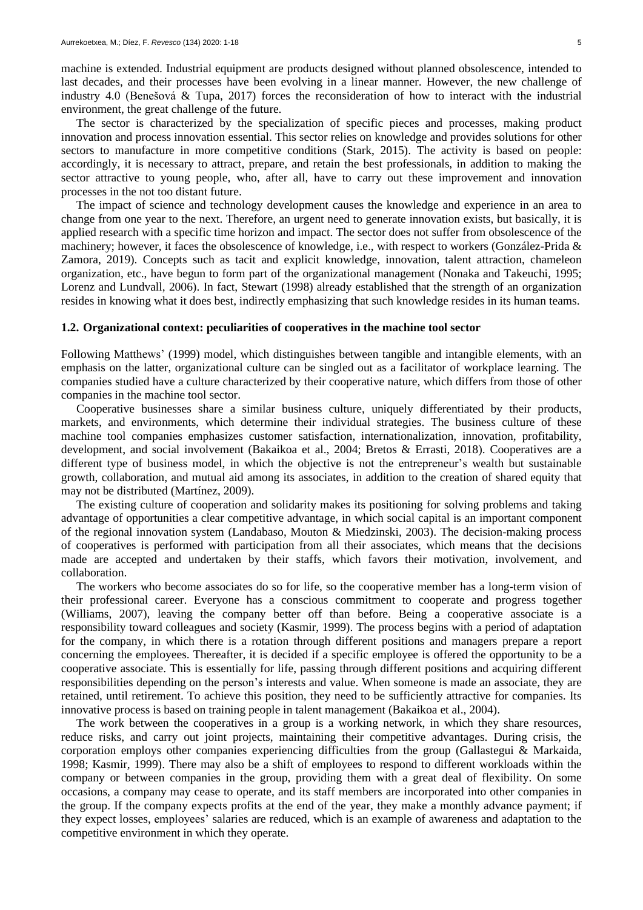machine is extended. Industrial equipment are products designed without planned obsolescence, intended to last decades, and their processes have been evolving in a linear manner. However, the new challenge of industry 4.0 (Benešová & Tupa, 2017) forces the reconsideration of how to interact with the industrial environment, the great challenge of the future.

The sector is characterized by the specialization of specific pieces and processes, making product innovation and process innovation essential. This sector relies on knowledge and provides solutions for other sectors to manufacture in more competitive conditions (Stark, 2015). The activity is based on people: accordingly, it is necessary to attract, prepare, and retain the best professionals, in addition to making the sector attractive to young people, who, after all, have to carry out these improvement and innovation processes in the not too distant future.

The impact of science and technology development causes the knowledge and experience in an area to change from one year to the next. Therefore, an urgent need to generate innovation exists, but basically, it is applied research with a specific time horizon and impact. The sector does not suffer from obsolescence of the machinery; however, it faces the obsolescence of knowledge, i.e., with respect to workers (González-Prida & Zamora, 2019). Concepts such as tacit and explicit knowledge, innovation, talent attraction, chameleon organization, etc., have begun to form part of the organizational management (Nonaka and Takeuchi, 1995; Lorenz and Lundvall, 2006). In fact, Stewart (1998) already established that the strength of an organization resides in knowing what it does best, indirectly emphasizing that such knowledge resides in its human teams.

### 1.2. Organizational context: peculiarities of cooperatives in the machine tool sector

Following Matthews' (1999) model, which distinguishes between tangible and intangible elements, with an emphasis on the latter, organizational culture can be singled out as a facilitator of workplace learning. The companies studied have a culture characterized by their cooperative nature, which differs from those of other companies in the machine tool sector.

Cooperative businesses share a similar business culture, uniquely differentiated by their products, markets, and environments, which determine their individual strategies. The business culture of these machine tool companies emphasizes customer satisfaction, internationalization, innovation, profitability, development, and social involvement (Bakaikoa et al., 2004; Bretos & Errasti, 2018). Cooperatives are a different type of business model, in which the objective is not the entrepreneur's wealth but sustainable growth, collaboration, and mutual aid among its associates, in addition to the creation of shared equity that may not be distributed (Martínez, 2009).

The existing culture of cooperation and solidarity makes its positioning for solving problems and taking advantage of opportunities a clear competitive advantage, in which social capital is an important component of the regional innovation system (Landabaso, Mouton & Miedzinski, 2003). The decision-making process of cooperatives is performed with participation from all their associates, which means that the decisions made are accepted and undertaken by their staffs, which favors their motivation, involvement, and collaboration.

The workers who become associates do so for life, so the cooperative member has a long-term vision of their professional career. Everyone has a conscious commitment to cooperate and progress together (Williams, 2007), leaving the company better off than before. Being a cooperative associate is a responsibility toward colleagues and society (Kasmir, 1999). The process begins with a period of adaptation for the company, in which there is a rotation through different positions and managers prepare a report concerning the employees. Thereafter, it is decided if a specific employee is offered the opportunity to be a cooperative associate. This is essentially for life, passing through different positions and acquiring different responsibilities depending on the person's interests and value. When someone is made an associate, they are retained, until retirement. To achieve this position, they need to be sufficiently attractive for companies. Its innovative process is based on training people in talent management (Bakaikoa et al., 2004).

The work between the cooperatives in a group is a working network, in which they share resources, reduce risks, and carry out joint projects, maintaining their competitive advantages. During crisis, the corporation employs other companies experiencing difficulties from the group (Gallastegui & Markaida, 1998; Kasmir, 1999). There may also be a shift of employees to respond to different workloads within the company or between companies in the group, providing them with a great deal of flexibility. On some occasions, a company may cease to operate, and its staff members are incorporated into other companies in the group. If the company expects profits at the end of the year, they make a monthly advance payment; if they expect losses, employees' salaries are reduced, which is an example of awareness and adaptation to the competitive environment in which they operate.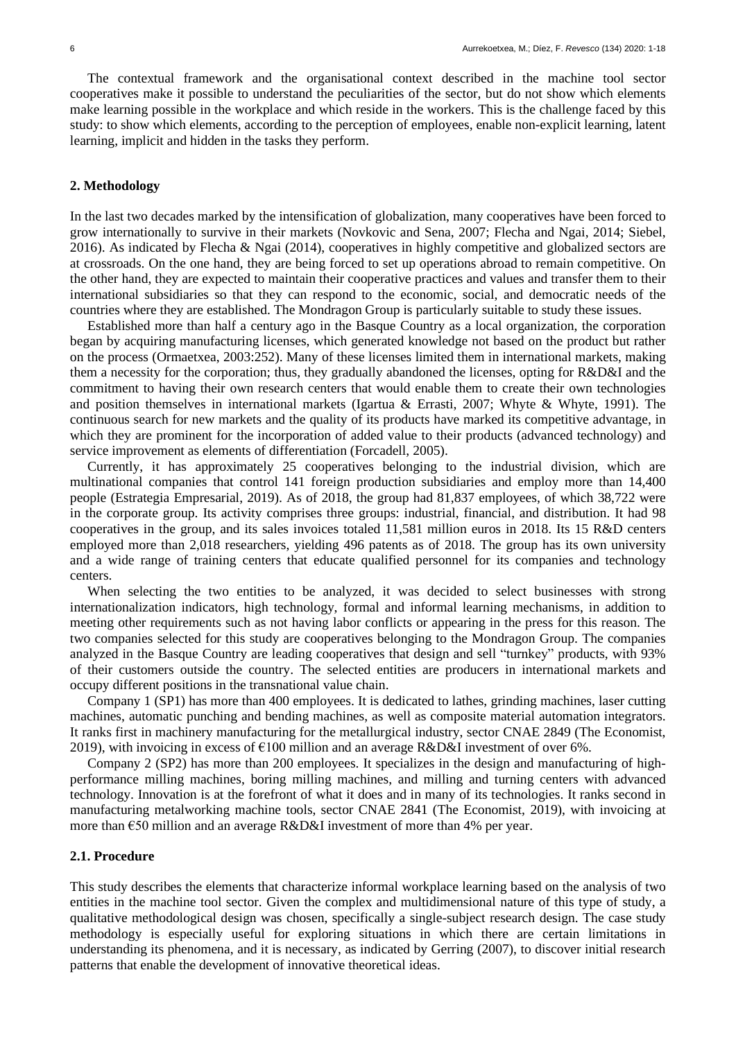The contextual framework and the organisational context described in the machine tool sector cooperatives make it possible to understand the peculiarities of the sector, but do not show which elements make learning possible in the workplace and which reside in the workers. This is the challenge faced by this study: to show which elements, according to the perception of employees, enable non-explicit learning, latent learning, implicit and hidden in the tasks they perform.

## 2. Methodology

In the last two decades marked by the intensification of globalization, many cooperatives have been forced to grow internationally to survive in their markets (Novkovic and Sena, 2007; Flecha and Ngai, 2014; Siebel, 2016). As indicated by Flecha & Ngai (2014), cooperatives in highly competitive and globalized sectors are at crossroads. On the one hand, they are being forced to set up operations abroad to remain competitive. On the other hand, they are expected to maintain their cooperative practices and values and transfer them to their international subsidiaries so that they can respond to the economic, social, and democratic needs of the countries where they are established. The Mondragon Group is particularly suitable to study these issues.

Established more than half a century ago in the Basque Country as a local organization, the corporation began by acquiring manufacturing licenses, which generated knowledge not based on the product but rather on the process (Ormaetxea, 2003:252). Many of these licenses limited them in international markets, making them a necessity for the corporation; thus, they gradually abandoned the licenses, opting for R&D&I and the commitment to having their own research centers that would enable them to create their own technologies and position themselves in international markets (Igartua & Errasti, 2007; Whyte & Whyte, 1991). The continuous search for new markets and the quality of its products have marked its competitive advantage, in which they are prominent for the incorporation of added value to their products (advanced technology) and service improvement as elements of differentiation (Forcadell, 2005).

Currently, it has approximately 25 cooperatives belonging to the industrial division, which are multinational companies that control 141 foreign production subsidiaries and employ more than 14,400 people (Estrategia Empresarial, 2019). As of 2018, the group had 81,837 employees, of which 38,722 were in the corporate group. Its activity comprises three groups: industrial, financial, and distribution. It had 98 cooperatives in the group, and its sales invoices totaled 11,581 million euros in 2018. Its 15 R&D centers employed more than 2,018 researchers, yielding 496 patents as of 2018. The group has its own university and a wide range of training centers that educate qualified personnel for its companies and technology centers.

When selecting the two entities to be analyzed, it was decided to select businesses with strong internationalization indicators, high technology, formal and informal learning mechanisms, in addition to meeting other requirements such as not having labor conflicts or appearing in the press for this reason. The two companies selected for this study are cooperatives belonging to the Mondragon Group. The companies analyzed in the Basque Country are leading cooperatives that design and sell "turnkey" products, with 93% of their customers outside the country. The selected entities are producers in international markets and occupy different positions in the transnational value chain.

Company 1 (SP1) has more than 400 employees. It is dedicated to lathes, grinding machines, laser cutting machines, automatic punching and bending machines, as well as composite material automation integrators. It ranks first in machinery manufacturing for the metallurgical industry, sector CNAE 2849 (The Economist, 2019), with invoicing in excess of €100 million and an average R&D&I investment of over 6%.

Company 2 (SP2) has more than 200 employees. It specializes in the design and manufacturing of high-performance milling machines, boring milling machines, and milling and turning centers with advanced technology. Innovation is at the forefront of what it does and in many of its technologies. It ranks second in manufacturing metalworking machine tools, sector CNAE 2841 (The Economist, 2019), with invoicing at more than €50 million and an average R&D&I investment of more than 4% per year.

### 2.1. Procedure

This study describes the elements that characterize informal workplace learning based on the analysis of two entities in the machine tool sector. Given the complex and multidimensional nature of this type of study, a qualitative methodological design was chosen, specifically a single-subject research design. The case study methodology is especially useful for exploring situations in which there are certain limitations in understanding its phenomena, and it is necessary, as indicated by Gerring (2007), to discover initial research patterns that enable the development of innovative theoretical ideas.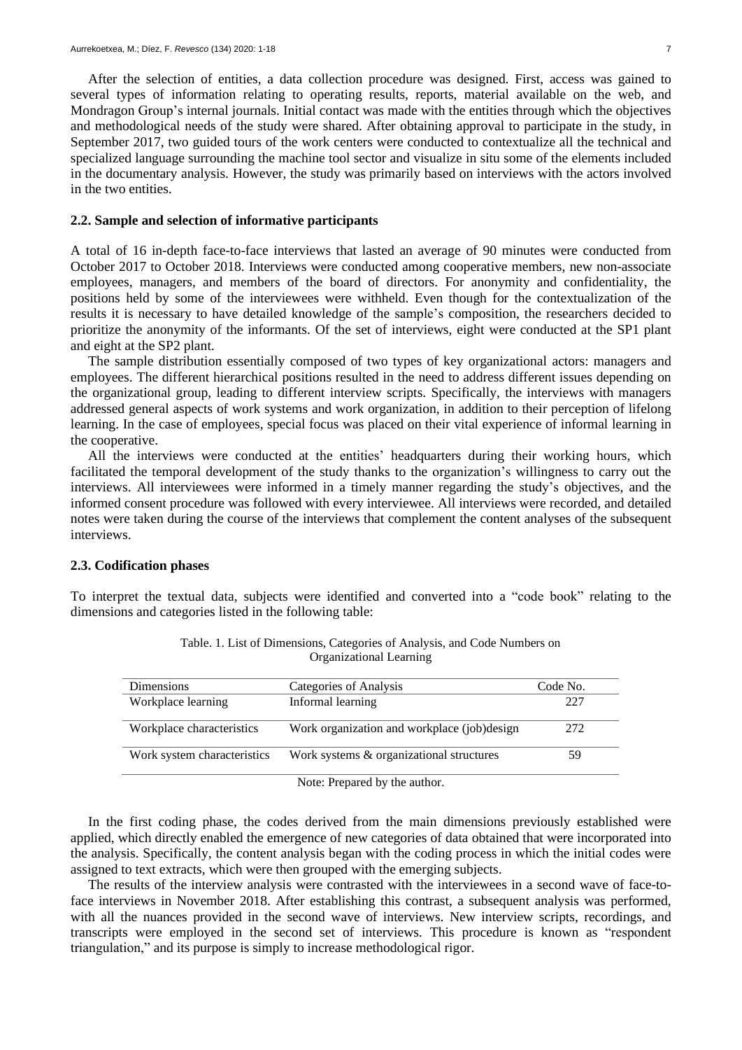After the selection of entities, a data collection procedure was designed. First, access was gained to several types of information relating to operating results, reports, material available on the web, and Mondragon Group's internal journals. Initial contact was made with the entities through which the objectives and methodological needs of the study were shared. After obtaining approval to participate in the study, in September 2017, two guided tours of the work centers were conducted to contextualize all the technical and specialized language surrounding the machine tool sector and visualize in situ some of the elements included in the documentary analysis. However, the study was primarily based on interviews with the actors involved in the two entities.

### 2.2. Sample and selection of informative participants

A total of 16 in-depth face-to-face interviews that lasted an average of 90 minutes were conducted from October 2017 to October 2018. Interviews were conducted among cooperative members, new non-associate employees, managers, and members of the board of directors. For anonymity and confidentiality, the positions held by some of the interviewees were withheld. Even though for the contextualization of the results it is necessary to have detailed knowledge of the sample's composition, the researchers decided to prioritize the anonymity of the informants. Of the set of interviews, eight were conducted at the SP1 plant and eight at the SP2 plant.

The sample distribution essentially composed of two types of key organizational actors: managers and employees. The different hierarchical positions resulted in the need to address different issues depending on the organizational group, leading to different interview scripts. Specifically, the interviews with managers addressed general aspects of work systems and work organization, in addition to their perception of lifelong learning. In the case of employees, special focus was placed on their vital experience of informal learning in the cooperative.

All the interviews were conducted at the entities' headquarters during their working hours, which facilitated the temporal development of the study thanks to the organization's willingness to carry out the interviews. All interviewees were informed in a timely manner regarding the study's objectives, and the informed consent procedure was followed with every interviewee. All interviews were recorded, and detailed notes were taken during the course of the interviews that complement the content analyses of the subsequent interviews.

### 2.3. Codification phases

To interpret the textual data, subjects were identified and converted into a "code book" relating to the dimensions and categories listed in the following table:

Table. 1. List of Dimensions, Categories of Analysis, and Code Numbers on Organizational Learning

| Dimensions | Categories of Analysis | Code No. |
|---|---|---|
| Workplace learning | Informal learning | 227 |
| Workplace characteristics | Work organization and workplace (job)design | 272 |
| Work system characteristics | Work systems & organizational structures | 59 |

Note: Prepared by the author.

In the first coding phase, the codes derived from the main dimensions previously established were applied, which directly enabled the emergence of new categories of data obtained that were incorporated into the analysis. Specifically, the content analysis began with the coding process in which the initial codes were assigned to text extracts, which were then grouped with the emerging subjects.

The results of the interview analysis were contrasted with the interviewees in a second wave of face-to-face interviews in November 2018. After establishing this contrast, a subsequent analysis was performed, with all the nuances provided in the second wave of interviews. New interview scripts, recordings, and transcripts were employed in the second set of interviews. This procedure is known as "respondent triangulation," and its purpose is simply to increase methodological rigor.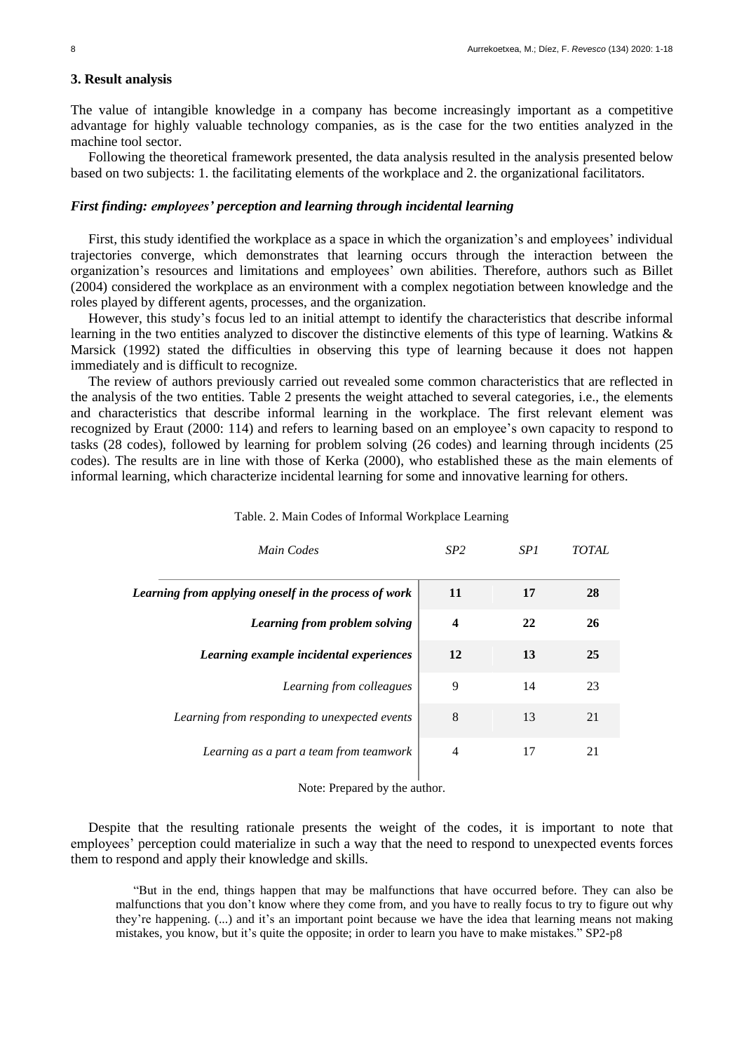## 3. Result analysis

The value of intangible knowledge in a company has become increasingly important as a competitive advantage for highly valuable technology companies, as is the case for the two entities analyzed in the machine tool sector.

Following the theoretical framework presented, the data analysis resulted in the analysis presented below based on two subjects: 1. the facilitating elements of the workplace and 2. the organizational facilitators.

### *First finding: employees' perception and learning through incidental learning*

First, this study identified the workplace as a space in which the organization's and employees' individual trajectories converge, which demonstrates that learning occurs through the interaction between the organization's resources and limitations and employees' own abilities. Therefore, authors such as Billet (2004) considered the workplace as an environment with a complex negotiation between knowledge and the roles played by different agents, processes, and the organization.

However, this study's focus led to an initial attempt to identify the characteristics that describe informal learning in the two entities analyzed to discover the distinctive elements of this type of learning. Watkins & Marsick (1992) stated the difficulties in observing this type of learning because it does not happen immediately and is difficult to recognize.

The review of authors previously carried out revealed some common characteristics that are reflected in the analysis of the two entities. Table 2 presents the weight attached to several categories, i.e., the elements and characteristics that describe informal learning in the workplace. The first relevant element was recognized by Eraut (2000: 114) and refers to learning based on an employee's own capacity to respond to tasks (28 codes), followed by learning for problem solving (26 codes) and learning through incidents (25 codes). The results are in line with those of Kerka (2000), who established these as the main elements of informal learning, which characterize incidental learning for some and innovative learning for others.

Table. 2. Main Codes of Informal Workplace Learning

| *Main Codes* | *SP2* | *SP1* | *TOTAL* |
|---|---|---|---|
| ***Learning from applying oneself in the process of work*** | **11** | **17** | **28** |
| ***Learning from problem solving*** | **4** | **22** | **26** |
| ***Learning example incidental experiences*** | **12** | **13** | **25** |
| *Learning from colleagues* | 9 | 14 | 23 |
| *Learning from responding to unexpected events* | 8 | 13 | 21 |
| *Learning as a part a team from teamwork* | 4 | 17 | 21 |

Note: Prepared by the author.

Despite that the resulting rationale presents the weight of the codes, it is important to note that employees' perception could materialize in such a way that the need to respond to unexpected events forces them to respond and apply their knowledge and skills.

> "But in the end, things happen that may be malfunctions that have occurred before. They can also be malfunctions that you don't know where they come from, and you have to really focus to try to figure out why they're happening. (...) and it's an important point because we have the idea that learning means not making mistakes, you know, but it's quite the opposite; in order to learn you have to make mistakes." SP2-p8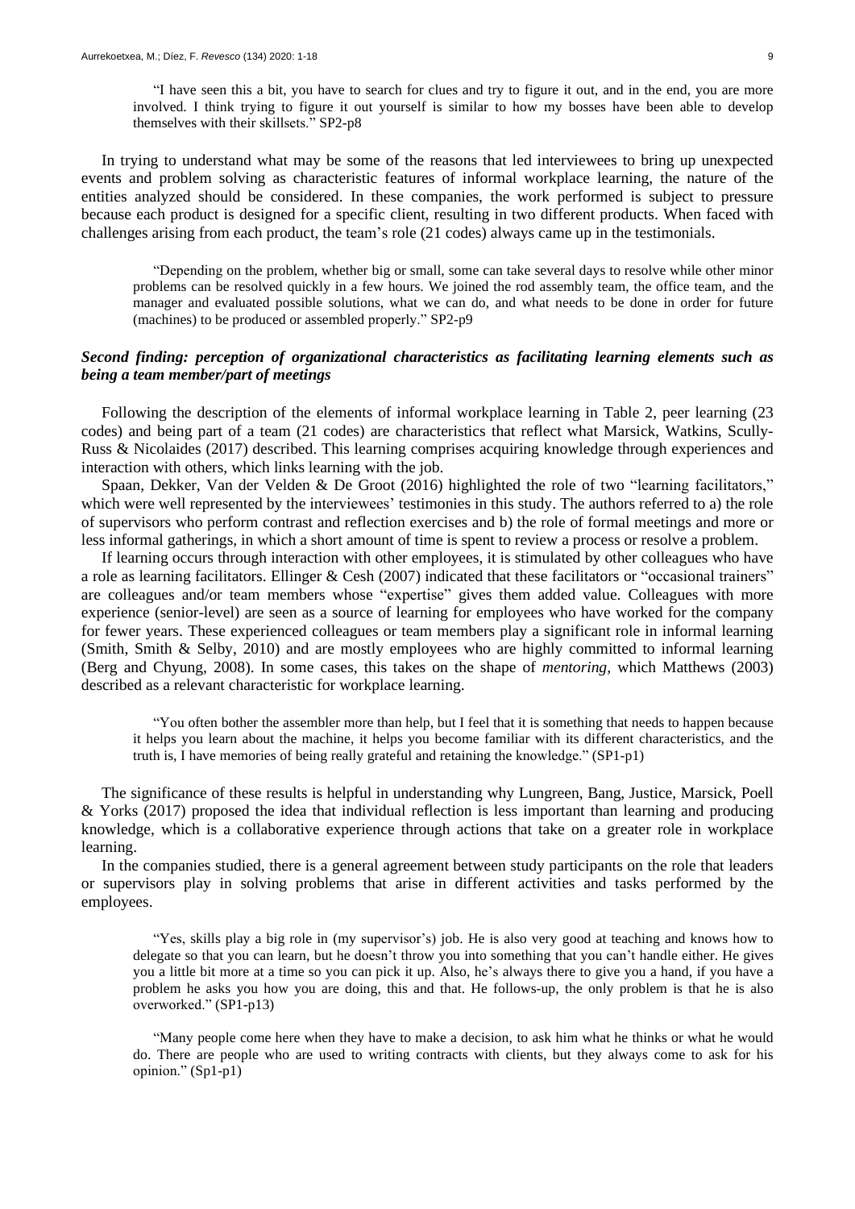> "I have seen this a bit, you have to search for clues and try to figure it out, and in the end, you are more involved. I think trying to figure it out yourself is similar to how my bosses have been able to develop themselves with their skillsets." SP2-p8

In trying to understand what may be some of the reasons that led interviewees to bring up unexpected events and problem solving as characteristic features of informal workplace learning, the nature of the entities analyzed should be considered. In these companies, the work performed is subject to pressure because each product is designed for a specific client, resulting in two different products. When faced with challenges arising from each product, the team's role (21 codes) always came up in the testimonials.

> "Depending on the problem, whether big or small, some can take several days to resolve while other minor problems can be resolved quickly in a few hours. We joined the rod assembly team, the office team, and the manager and evaluated possible solutions, what we can do, and what needs to be done in order for future (machines) to be produced or assembled properly." SP2-p9

### *Second finding: perception of organizational characteristics as facilitating learning elements such as being a team member/part of meetings*

Following the description of the elements of informal workplace learning in Table 2, peer learning (23 codes) and being part of a team (21 codes) are characteristics that reflect what Marsick, Watkins, Scully-Russ & Nicolaides (2017) described. This learning comprises acquiring knowledge through experiences and interaction with others, which links learning with the job.

Spaan, Dekker, Van der Velden & De Groot (2016) highlighted the role of two "learning facilitators," which were well represented by the interviewees' testimonies in this study. The authors referred to a) the role of supervisors who perform contrast and reflection exercises and b) the role of formal meetings and more or less informal gatherings, in which a short amount of time is spent to review a process or resolve a problem.

If learning occurs through interaction with other employees, it is stimulated by other colleagues who have a role as learning facilitators. Ellinger & Cesh (2007) indicated that these facilitators or "occasional trainers" are colleagues and/or team members whose "expertise" gives them added value. Colleagues with more experience (senior-level) are seen as a source of learning for employees who have worked for the company for fewer years. These experienced colleagues or team members play a significant role in informal learning (Smith, Smith & Selby, 2010) and are mostly employees who are highly committed to informal learning (Berg and Chyung, 2008). In some cases, this takes on the shape of *mentoring*, which Matthews (2003) described as a relevant characteristic for workplace learning.

> "You often bother the assembler more than help, but I feel that it is something that needs to happen because it helps you learn about the machine, it helps you become familiar with its different characteristics, and the truth is, I have memories of being really grateful and retaining the knowledge." (SP1-p1)

The significance of these results is helpful in understanding why Lungreen, Bang, Justice, Marsick, Poell & Yorks (2017) proposed the idea that individual reflection is less important than learning and producing knowledge, which is a collaborative experience through actions that take on a greater role in workplace learning.

In the companies studied, there is a general agreement between study participants on the role that leaders or supervisors play in solving problems that arise in different activities and tasks performed by the employees.

> "Yes, skills play a big role in (my supervisor's) job. He is also very good at teaching and knows how to delegate so that you can learn, but he doesn't throw you into something that you can't handle either. He gives you a little bit more at a time so you can pick it up. Also, he's always there to give you a hand, if you have a problem he asks you how you are doing, this and that. He follows-up, the only problem is that he is also overworked." (SP1-p13)

> "Many people come here when they have to make a decision, to ask him what he thinks or what he would do. There are people who are used to writing contracts with clients, but they always come to ask for his opinion." (Sp1-p1)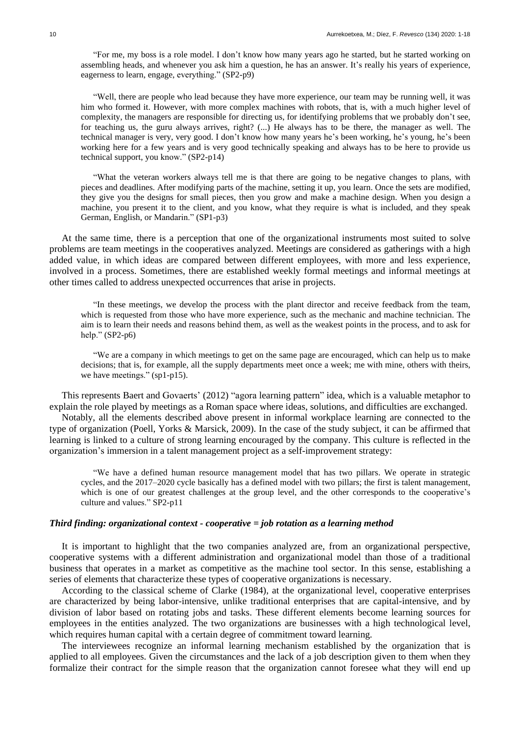> "For me, my boss is a role model. I don't know how many years ago he started, but he started working on assembling heads, and whenever you ask him a question, he has an answer. It's really his years of experience, eagerness to learn, engage, everything." (SP2-p9)

> "Well, there are people who lead because they have more experience, our team may be running well, it was him who formed it. However, with more complex machines with robots, that is, with a much higher level of complexity, the managers are responsible for directing us, for identifying problems that we probably don't see, for teaching us, the guru always arrives, right? (...) He always has to be there, the manager as well. The technical manager is very, very good. I don't know how many years he's been working, he's young, he's been working here for a few years and is very good technically speaking and always has to be here to provide us technical support, you know." (SP2-p14)

> "What the veteran workers always tell me is that there are going to be negative changes to plans, with pieces and deadlines. After modifying parts of the machine, setting it up, you learn. Once the sets are modified, they give you the designs for small pieces, then you grow and make a machine design. When you design a machine, you present it to the client, and you know, what they require is what is included, and they speak German, English, or Mandarin." (SP1-p3)

At the same time, there is a perception that one of the organizational instruments most suited to solve problems are team meetings in the cooperatives analyzed. Meetings are considered as gatherings with a high added value, in which ideas are compared between different employees, with more and less experience, involved in a process. Sometimes, there are established weekly formal meetings and informal meetings at other times called to address unexpected occurrences that arise in projects.

> "In these meetings, we develop the process with the plant director and receive feedback from the team, which is requested from those who have more experience, such as the mechanic and machine technician. The aim is to learn their needs and reasons behind them, as well as the weakest points in the process, and to ask for help." (SP2-p6)

> "We are a company in which meetings to get on the same page are encouraged, which can help us to make decisions; that is, for example, all the supply departments meet once a week; me with mine, others with theirs, we have meetings." (sp1-p15).

This represents Baert and Govaerts' (2012) "agora learning pattern" idea, which is a valuable metaphor to explain the role played by meetings as a Roman space where ideas, solutions, and difficulties are exchanged.

Notably, all the elements described above present in informal workplace learning are connected to the type of organization (Poell, Yorks & Marsick, 2009). In the case of the study subject, it can be affirmed that learning is linked to a culture of strong learning encouraged by the company. This culture is reflected in the organization's immersion in a talent management project as a self-improvement strategy:

> "We have a defined human resource management model that has two pillars. We operate in strategic cycles, and the 2017–2020 cycle basically has a defined model with two pillars; the first is talent management, which is one of our greatest challenges at the group level, and the other corresponds to the cooperative's culture and values." SP2-p11

### *Third finding: organizational context - cooperative = job rotation as a learning method*

It is important to highlight that the two companies analyzed are, from an organizational perspective, cooperative systems with a different administration and organizational model than those of a traditional business that operates in a market as competitive as the machine tool sector. In this sense, establishing a series of elements that characterize these types of cooperative organizations is necessary.

According to the classical scheme of Clarke (1984), at the organizational level, cooperative enterprises are characterized by being labor-intensive, unlike traditional enterprises that are capital-intensive, and by division of labor based on rotating jobs and tasks. These different elements become learning sources for employees in the entities analyzed. The two organizations are businesses with a high technological level, which requires human capital with a certain degree of commitment toward learning.

The interviewees recognize an informal learning mechanism established by the organization that is applied to all employees. Given the circumstances and the lack of a job description given to them when they formalize their contract for the simple reason that the organization cannot foresee what they will end up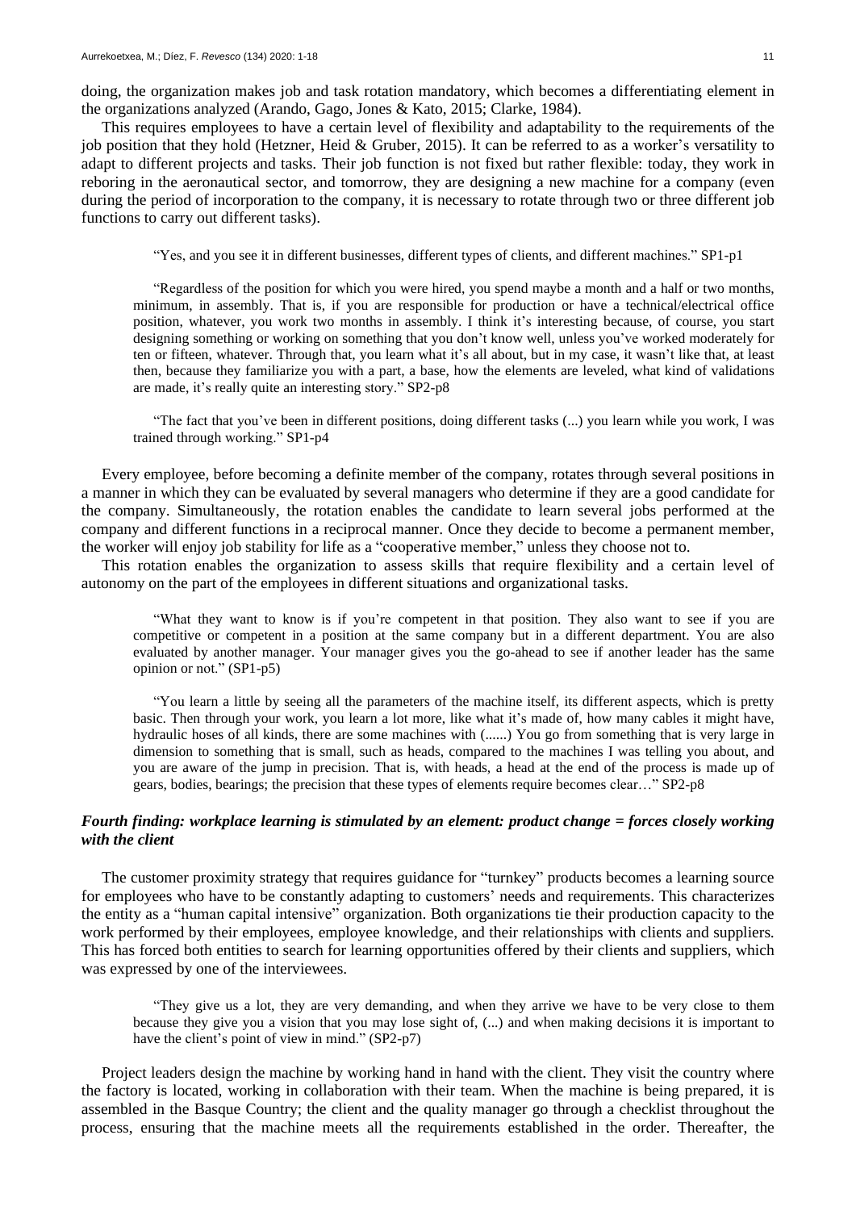doing, the organization makes job and task rotation mandatory, which becomes a differentiating element in the organizations analyzed (Arando, Gago, Jones & Kato, 2015; Clarke, 1984).

This requires employees to have a certain level of flexibility and adaptability to the requirements of the job position that they hold (Hetzner, Heid & Gruber, 2015). It can be referred to as a worker's versatility to adapt to different projects and tasks. Their job function is not fixed but rather flexible: today, they work in reboring in the aeronautical sector, and tomorrow, they are designing a new machine for a company (even during the period of incorporation to the company, it is necessary to rotate through two or three different job functions to carry out different tasks).

> "Yes, and you see it in different businesses, different types of clients, and different machines." SP1-p1

> "Regardless of the position for which you were hired, you spend maybe a month and a half or two months, minimum, in assembly. That is, if you are responsible for production or have a technical/electrical office position, whatever, you work two months in assembly. I think it's interesting because, of course, you start designing something or working on something that you don't know well, unless you've worked moderately for ten or fifteen, whatever. Through that, you learn what it's all about, but in my case, it wasn't like that, at least then, because they familiarize you with a part, a base, how the elements are leveled, what kind of validations are made, it's really quite an interesting story." SP2-p8

> "The fact that you've been in different positions, doing different tasks (...) you learn while you work, I was trained through working." SP1-p4

Every employee, before becoming a definite member of the company, rotates through several positions in a manner in which they can be evaluated by several managers who determine if they are a good candidate for the company. Simultaneously, the rotation enables the candidate to learn several jobs performed at the company and different functions in a reciprocal manner. Once they decide to become a permanent member, the worker will enjoy job stability for life as a "cooperative member," unless they choose not to.

This rotation enables the organization to assess skills that require flexibility and a certain level of autonomy on the part of the employees in different situations and organizational tasks.

> "What they want to know is if you're competent in that position. They also want to see if you are competitive or competent in a position at the same company but in a different department. You are also evaluated by another manager. Your manager gives you the go-ahead to see if another leader has the same opinion or not." (SP1-p5)

> "You learn a little by seeing all the parameters of the machine itself, its different aspects, which is pretty basic. Then through your work, you learn a lot more, like what it's made of, how many cables it might have, hydraulic hoses of all kinds, there are some machines with (......) You go from something that is very large in dimension to something that is small, such as heads, compared to the machines I was telling you about, and you are aware of the jump in precision. That is, with heads, a head at the end of the process is made up of gears, bodies, bearings; the precision that these types of elements require becomes clear…" SP2-p8

### *Fourth finding: workplace learning is stimulated by an element: product change = forces closely working with the client*

The customer proximity strategy that requires guidance for "turnkey" products becomes a learning source for employees who have to be constantly adapting to customers' needs and requirements. This characterizes the entity as a "human capital intensive" organization. Both organizations tie their production capacity to the work performed by their employees, employee knowledge, and their relationships with clients and suppliers. This has forced both entities to search for learning opportunities offered by their clients and suppliers, which was expressed by one of the interviewees.

> "They give us a lot, they are very demanding, and when they arrive we have to be very close to them because they give you a vision that you may lose sight of, (...) and when making decisions it is important to have the client's point of view in mind." (SP2-p7)

Project leaders design the machine by working hand in hand with the client. They visit the country where the factory is located, working in collaboration with their team. When the machine is being prepared, it is assembled in the Basque Country; the client and the quality manager go through a checklist throughout the process, ensuring that the machine meets all the requirements established in the order. Thereafter, the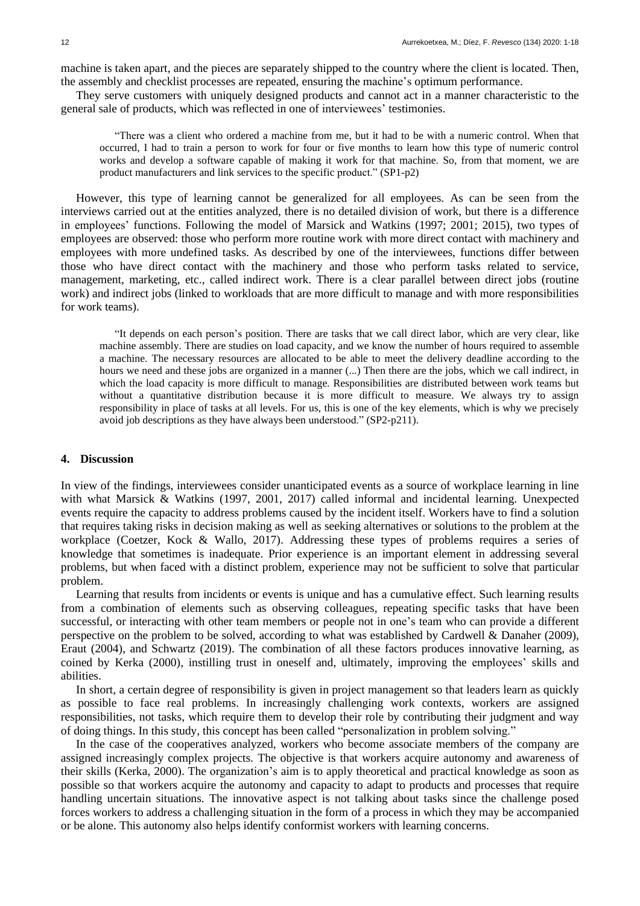machine is taken apart, and the pieces are separately shipped to the country where the client is located. Then, the assembly and checklist processes are repeated, ensuring the machine's optimum performance.

They serve customers with uniquely designed products and cannot act in a manner characteristic to the general sale of products, which was reflected in one of interviewees' testimonies.

> "There was a client who ordered a machine from me, but it had to be with a numeric control. When that occurred, I had to train a person to work for four or five months to learn how this type of numeric control works and develop a software capable of making it work for that machine. So, from that moment, we are product manufacturers and link services to the specific product." (SP1-p2)

However, this type of learning cannot be generalized for all employees. As can be seen from the interviews carried out at the entities analyzed, there is no detailed division of work, but there is a difference in employees' functions. Following the model of Marsick and Watkins (1997; 2001; 2015), two types of employees are observed: those who perform more routine work with more direct contact with machinery and employees with more undefined tasks. As described by one of the interviewees, functions differ between those who have direct contact with the machinery and those who perform tasks related to service, management, marketing, etc., called indirect work. There is a clear parallel between direct jobs (routine work) and indirect jobs (linked to workloads that are more difficult to manage and with more responsibilities for work teams).

> "It depends on each person's position. There are tasks that we call direct labor, which are very clear, like machine assembly. There are studies on load capacity, and we know the number of hours required to assemble a machine. The necessary resources are allocated to be able to meet the delivery deadline according to the hours we need and these jobs are organized in a manner (...) Then there are the jobs, which we call indirect, in which the load capacity is more difficult to manage. Responsibilities are distributed between work teams but without a quantitative distribution because it is more difficult to measure. We always try to assign responsibility in place of tasks at all levels. For us, this is one of the key elements, which is why we precisely avoid job descriptions as they have always been understood." (SP2-p211).

## 4. Discussion

In view of the findings, interviewees consider unanticipated events as a source of workplace learning in line with what Marsick & Watkins (1997, 2001, 2017) called informal and incidental learning. Unexpected events require the capacity to address problems caused by the incident itself. Workers have to find a solution that requires taking risks in decision making as well as seeking alternatives or solutions to the problem at the workplace (Coetzer, Kock & Wallo, 2017). Addressing these types of problems requires a series of knowledge that sometimes is inadequate. Prior experience is an important element in addressing several problems, but when faced with a distinct problem, experience may not be sufficient to solve that particular problem.

Learning that results from incidents or events is unique and has a cumulative effect. Such learning results from a combination of elements such as observing colleagues, repeating specific tasks that have been successful, or interacting with other team members or people not in one's team who can provide a different perspective on the problem to be solved, according to what was established by Cardwell & Danaher (2009), Eraut (2004), and Schwartz (2019). The combination of all these factors produces innovative learning, as coined by Kerka (2000), instilling trust in oneself and, ultimately, improving the employees' skills and abilities.

In short, a certain degree of responsibility is given in project management so that leaders learn as quickly as possible to face real problems. In increasingly challenging work contexts, workers are assigned responsibilities, not tasks, which require them to develop their role by contributing their judgment and way of doing things. In this study, this concept has been called "personalization in problem solving."

In the case of the cooperatives analyzed, workers who become associate members of the company are assigned increasingly complex projects. The objective is that workers acquire autonomy and awareness of their skills (Kerka, 2000). The organization's aim is to apply theoretical and practical knowledge as soon as possible so that workers acquire the autonomy and capacity to adapt to products and processes that require handling uncertain situations. The innovative aspect is not talking about tasks since the challenge posed forces workers to address a challenging situation in the form of a process in which they may be accompanied or be alone. This autonomy also helps identify conformist workers with learning concerns.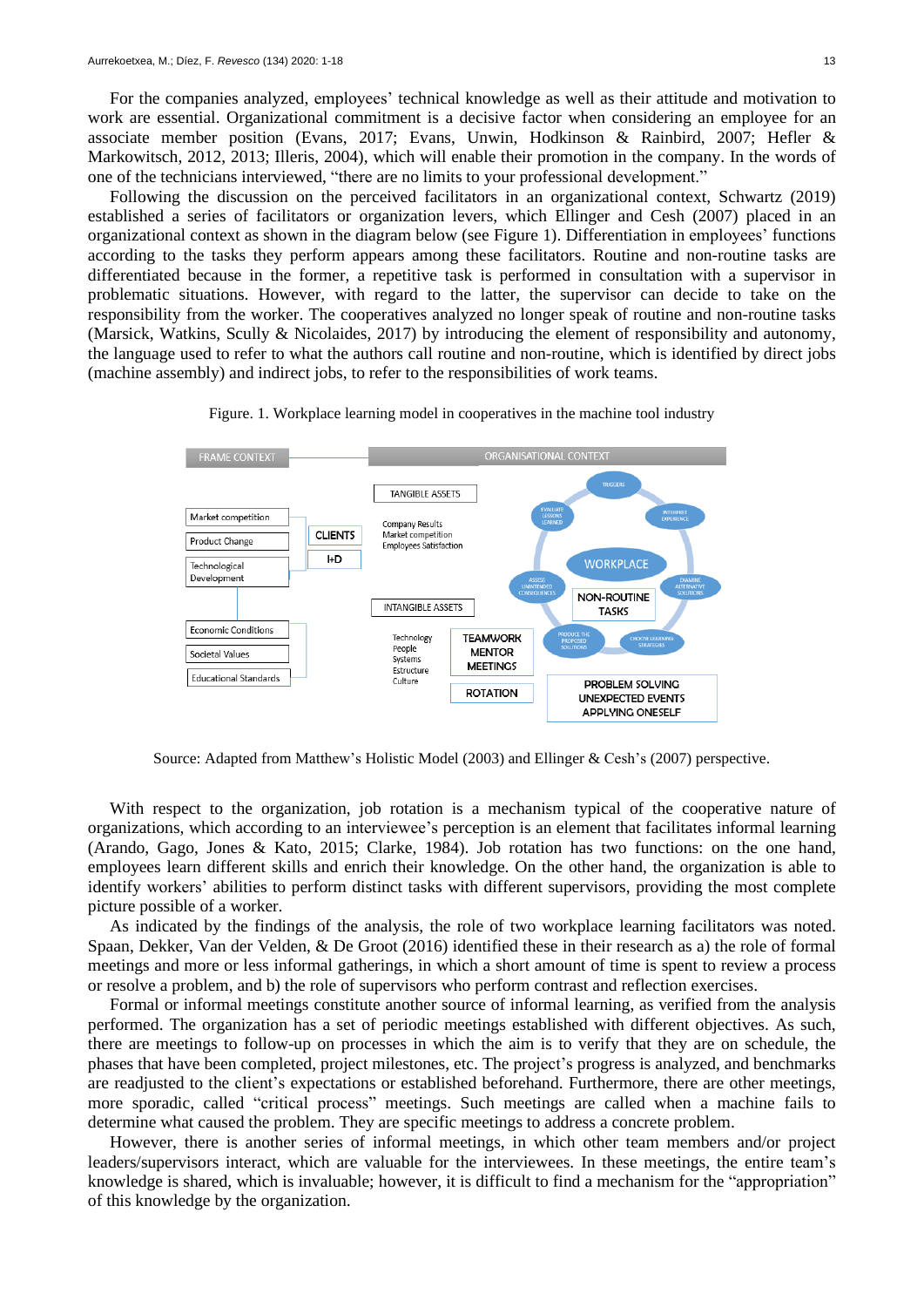For the companies analyzed, employees' technical knowledge as well as their attitude and motivation to work are essential. Organizational commitment is a decisive factor when considering an employee for an associate member position (Evans, 2017; Evans, Unwin, Hodkinson & Rainbird, 2007; Hefler & Markowitsch, 2012, 2013; Illeris, 2004), which will enable their promotion in the company. In the words of one of the technicians interviewed, "there are no limits to your professional development."

Following the discussion on the perceived facilitators in an organizational context, Schwartz (2019) established a series of facilitators or organization levers, which Ellinger and Cesh (2007) placed in an organizational context as shown in the diagram below (see Figure 1). Differentiation in employees' functions according to the tasks they perform appears among these facilitators. Routine and non-routine tasks are differentiated because in the former, a repetitive task is performed in consultation with a supervisor in problematic situations. However, with regard to the latter, the supervisor can decide to take on the responsibility from the worker. The cooperatives analyzed no longer speak of routine and non-routine tasks (Marsick, Watkins, Scully & Nicolaides, 2017) by introducing the element of responsibility and autonomy, the language used to refer to what the authors call routine and non-routine, which is identified by direct jobs (machine assembly) and indirect jobs, to refer to the responsibilities of work teams.

Figure. 1. Workplace learning model in cooperatives in the machine tool industry

Source: Adapted from Matthew's Holistic Model (2003) and Ellinger & Cesh's (2007) perspective.

With respect to the organization, job rotation is a mechanism typical of the cooperative nature of organizations, which according to an interviewee's perception is an element that facilitates informal learning (Arando, Gago, Jones & Kato, 2015; Clarke, 1984). Job rotation has two functions: on the one hand, employees learn different skills and enrich their knowledge. On the other hand, the organization is able to identify workers' abilities to perform distinct tasks with different supervisors, providing the most complete picture possible of a worker.

As indicated by the findings of the analysis, the role of two workplace learning facilitators was noted. Spaan, Dekker, Van der Velden, & De Groot (2016) identified these in their research as a) the role of formal meetings and more or less informal gatherings, in which a short amount of time is spent to review a process or resolve a problem, and b) the role of supervisors who perform contrast and reflection exercises.

Formal or informal meetings constitute another source of informal learning, as verified from the analysis performed. The organization has a set of periodic meetings established with different objectives. As such, there are meetings to follow-up on processes in which the aim is to verify that they are on schedule, the phases that have been completed, project milestones, etc. The project's progress is analyzed, and benchmarks are readjusted to the client's expectations or established beforehand. Furthermore, there are other meetings, more sporadic, called "critical process" meetings. Such meetings are called when a machine fails to determine what caused the problem. They are specific meetings to address a concrete problem.

However, there is another series of informal meetings, in which other team members and/or project leaders/supervisors interact, which are valuable for the interviewees. In these meetings, the entire team's knowledge is shared, which is invaluable; however, it is difficult to find a mechanism for the "appropriation" of this knowledge by the organization.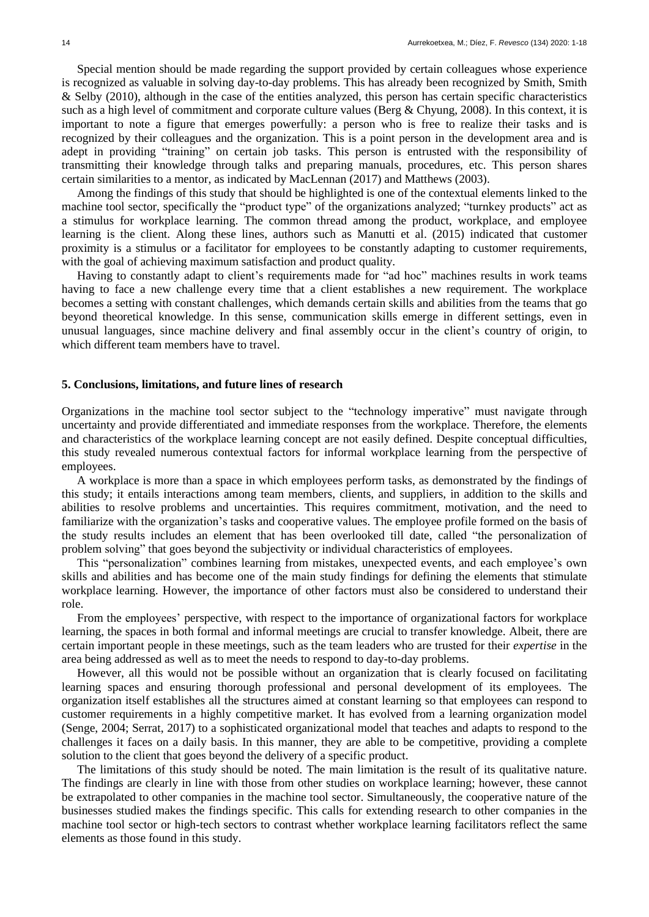Special mention should be made regarding the support provided by certain colleagues whose experience is recognized as valuable in solving day-to-day problems. This has already been recognized by Smith, Smith & Selby (2010), although in the case of the entities analyzed, this person has certain specific characteristics such as a high level of commitment and corporate culture values (Berg & Chyung, 2008). In this context, it is important to note a figure that emerges powerfully: a person who is free to realize their tasks and is recognized by their colleagues and the organization. This is a point person in the development area and is adept in providing "training" on certain job tasks. This person is entrusted with the responsibility of transmitting their knowledge through talks and preparing manuals, procedures, etc. This person shares certain similarities to a mentor, as indicated by MacLennan (2017) and Matthews (2003).

Among the findings of this study that should be highlighted is one of the contextual elements linked to the machine tool sector, specifically the "product type" of the organizations analyzed; "turnkey products" act as a stimulus for workplace learning. The common thread among the product, workplace, and employee learning is the client. Along these lines, authors such as Manutti et al. (2015) indicated that customer proximity is a stimulus or a facilitator for employees to be constantly adapting to customer requirements, with the goal of achieving maximum satisfaction and product quality.

Having to constantly adapt to client's requirements made for "ad hoc" machines results in work teams having to face a new challenge every time that a client establishes a new requirement. The workplace becomes a setting with constant challenges, which demands certain skills and abilities from the teams that go beyond theoretical knowledge. In this sense, communication skills emerge in different settings, even in unusual languages, since machine delivery and final assembly occur in the client's country of origin, to which different team members have to travel.

## 5. Conclusions, limitations, and future lines of research

Organizations in the machine tool sector subject to the "technology imperative" must navigate through uncertainty and provide differentiated and immediate responses from the workplace. Therefore, the elements and characteristics of the workplace learning concept are not easily defined. Despite conceptual difficulties, this study revealed numerous contextual factors for informal workplace learning from the perspective of employees.

A workplace is more than a space in which employees perform tasks, as demonstrated by the findings of this study; it entails interactions among team members, clients, and suppliers, in addition to the skills and abilities to resolve problems and uncertainties. This requires commitment, motivation, and the need to familiarize with the organization's tasks and cooperative values. The employee profile formed on the basis of the study results includes an element that has been overlooked till date, called "the personalization of problem solving" that goes beyond the subjectivity or individual characteristics of employees.

This "personalization" combines learning from mistakes, unexpected events, and each employee's own skills and abilities and has become one of the main study findings for defining the elements that stimulate workplace learning. However, the importance of other factors must also be considered to understand their role.

From the employees' perspective, with respect to the importance of organizational factors for workplace learning, the spaces in both formal and informal meetings are crucial to transfer knowledge. Albeit, there are certain important people in these meetings, such as the team leaders who are trusted for their *expertise* in the area being addressed as well as to meet the needs to respond to day-to-day problems.

However, all this would not be possible without an organization that is clearly focused on facilitating learning spaces and ensuring thorough professional and personal development of its employees. The organization itself establishes all the structures aimed at constant learning so that employees can respond to customer requirements in a highly competitive market. It has evolved from a learning organization model (Senge, 2004; Serrat, 2017) to a sophisticated organizational model that teaches and adapts to respond to the challenges it faces on a daily basis. In this manner, they are able to be competitive, providing a complete solution to the client that goes beyond the delivery of a specific product.

The limitations of this study should be noted. The main limitation is the result of its qualitative nature. The findings are clearly in line with those from other studies on workplace learning; however, these cannot be extrapolated to other companies in the machine tool sector. Simultaneously, the cooperative nature of the businesses studied makes the findings specific. This calls for extending research to other companies in the machine tool sector or high-tech sectors to contrast whether workplace learning facilitators reflect the same elements as those found in this study.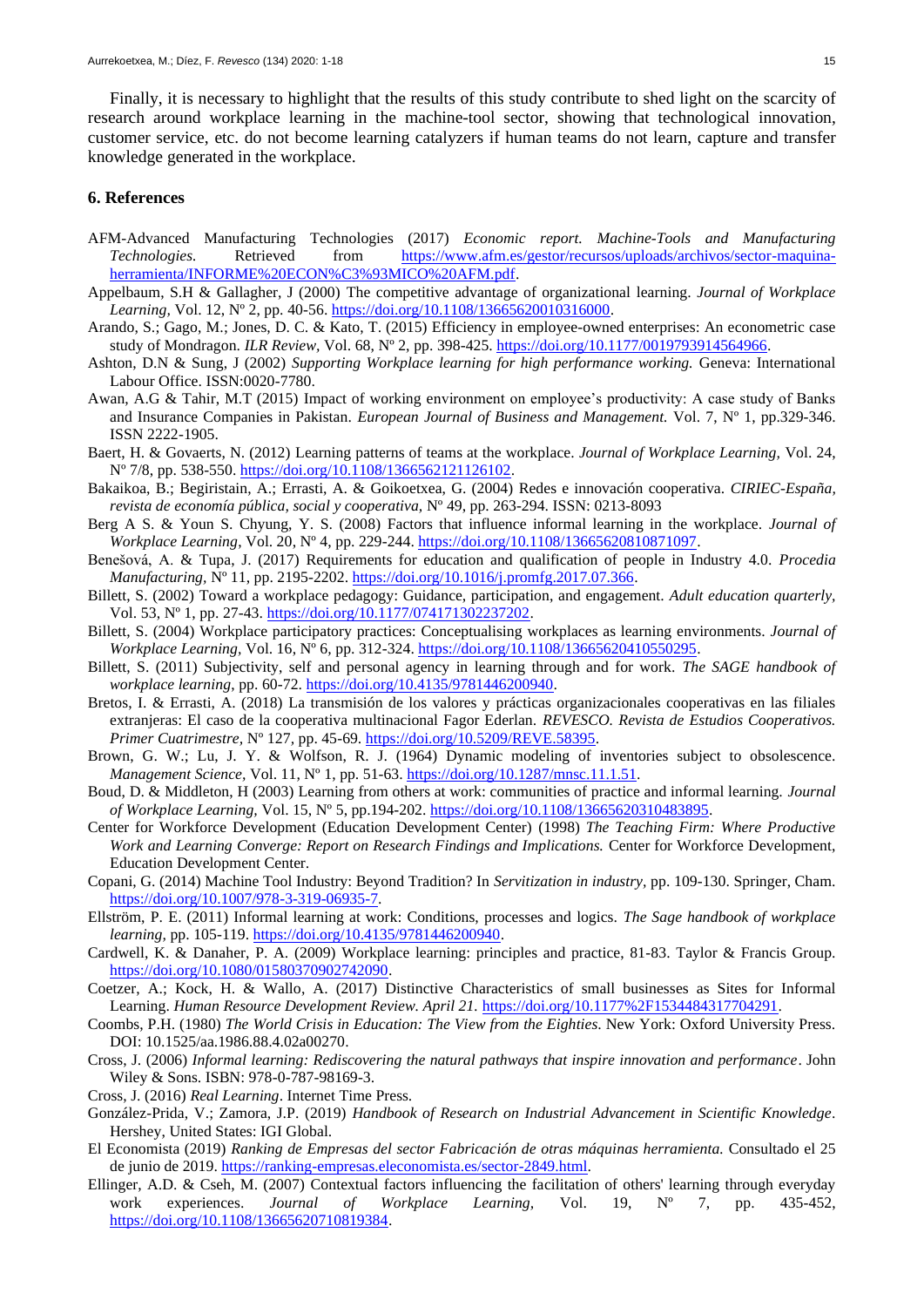Finally, it is necessary to highlight that the results of this study contribute to shed light on the scarcity of research around workplace learning in the machine-tool sector, showing that technological innovation, customer service, etc. do not become learning catalyzers if human teams do not learn, capture and transfer knowledge generated in the workplace.

## 6. References

AFM-Advanced Manufacturing Technologies (2017) *Economic report. Machine-Tools and Manufacturing Technologies.* Retrieved from https://www.afm.es/gestor/recursos/uploads/archivos/sector-maquina-herramienta/INFORME%20ECON%C3%93MICO%20AFM.pdf.

Appelbaum, S.H & Gallagher, J (2000) The competitive advantage of organizational learning. *Journal of Workplace Learning*, Vol. 12, Nº 2, pp. 40-56. https://doi.org/10.1108/13665620010316000.

Arando, S.; Gago, M.; Jones, D. C. & Kato, T. (2015) Efficiency in employee-owned enterprises: An econometric case study of Mondragon. *ILR Review*, Vol. 68, Nº 2, pp. 398-425. https://doi.org/10.1177/0019793914564966.

Ashton, D.N & Sung, J (2002) *Supporting Workplace learning for high performance working.* Geneva: International Labour Office. ISSN:0020-7780.

Awan, A.G & Tahir, M.T (2015) Impact of working environment on employee's productivity: A case study of Banks and Insurance Companies in Pakistan. *European Journal of Business and Management.* Vol. 7, Nº 1, pp.329-346. ISSN 2222-1905.

Baert, H. & Govaerts, N. (2012) Learning patterns of teams at the workplace. *Journal of Workplace Learning,* Vol. 24, Nº 7/8, pp. 538-550. https://doi.org/10.1108/13665621211261027.

Bakaikoa, B.; Begiristain, A.; Errasti, A. & Goikoetxea, G. (2004) Redes e innovación cooperativa. *CIRIEC-España, revista de economía pública, social y cooperativa,* Nº 49, pp. 263-294. ISSN: 0213-8093

Berg A S. & Youn S. Chyung, Y. S. (2008) Factors that influence informal learning in the workplace. *Journal of Workplace Learning*, Vol. 20, Nº 4, pp. 229-244. https://doi.org/10.1108/13665620810871097.

Benešová, A. & Tupa, J. (2017) Requirements for education and qualification of people in Industry 4.0. *Procedia Manufacturing,* Nº 11, pp. 2195-2202. https://doi.org/10.1016/j.promfg.2017.07.366.

Billett, S. (2002) Toward a workplace pedagogy: Guidance, participation, and engagement. *Adult education quarterly*, Vol. 53, Nº 1, pp. 27-43. https://doi.org/10.1177/074171302237202.

Billett, S. (2004) Workplace participatory practices: Conceptualising workplaces as learning environments. *Journal of Workplace Learning*, Vol. 16, Nº 6, pp. 312-324. https://doi.org/10.1108/13665620410550295.

Billett, S. (2011) Subjectivity, self and personal agency in learning through and for work. *The SAGE handbook of workplace learning*, pp. 60-72. https://doi.org/10.4135/9781446200940.

Bretos, I. & Errasti, A. (2018) La transmisión de los valores y prácticas organizacionales cooperativas en las filiales extranjeras: El caso de la cooperativa multinacional Fagor Ederlan. *REVESCO. Revista de Estudios Cooperativos. Primer Cuatrimestre*, Nº 127, pp. 45-69. https://doi.org/10.5209/REVE.58395.

Brown, G. W.; Lu, J. Y. & Wolfson, R. J. (1964) Dynamic modeling of inventories subject to obsolescence. *Management Science*, Vol. 11, Nº 1, pp. 51-63. https://doi.org/10.1287/mnsc.11.1.51.

Boud, D. & Middleton, H (2003) Learning from others at work: communities of practice and informal learning. *Journal of Workplace Learning*, Vol. 15, Nº 5, pp.194-202. https://doi.org/10.1108/13665620310483895.

Center for Workforce Development (Education Development Center) (1998) *The Teaching Firm: Where Productive Work and Learning Converge: Report on Research Findings and Implications.* Center for Workforce Development, Education Development Center.

Copani, G. (2014) Machine Tool Industry: Beyond Tradition? In *Servitization in industry*, pp. 109-130. Springer, Cham. https://doi.org/10.1007/978-3-319-06935-7.

Ellström, P. E. (2011) Informal learning at work: Conditions, processes and logics. *The Sage handbook of workplace learning*, pp. 105-119. https://doi.org/10.4135/9781446200940.

Cardwell, K. & Danaher, P. A. (2009) Workplace learning: principles and practice, 81-83. Taylor & Francis Group. https://doi.org/10.1080/01580370902742090.

Coetzer, A.; Kock, H. & Wallo, A. (2017) Distinctive Characteristics of small businesses as Sites for Informal Learning. *Human Resource Development Review. April 21.* https://doi.org/10.1177%2F1534484317704291.

Coombs, P.H. (1980) *The World Crisis in Education: The View from the Eighties*. New York: Oxford University Press. DOI: 10.1525/aa.1986.88.4.02a00270.

Cross, J. (2006) *Informal learning: Rediscovering the natural pathways that inspire innovation and performance*. John Wiley & Sons. ISBN: 978-0-787-98169-3.

Cross, J. (2016) *Real Learning*. Internet Time Press.

González-Prida, V.; Zamora, J.P. (2019) *Handbook of Research on Industrial Advancement in Scientific Knowledge*. Hershey, United States: IGI Global.

El Economista (2019) *Ranking de Empresas del sector Fabricación de otras máquinas herramienta.* Consultado el 25 de junio de 2019. https://ranking-empresas.eleconomista.es/sector-2849.html.

Ellinger, A.D. & Cseh, M. (2007) Contextual factors influencing the facilitation of others' learning through everyday work experiences. *Journal of Workplace Learning*, Vol. 19, Nº 7, pp. 435-452, https://doi.org/10.1108/13665620710819384.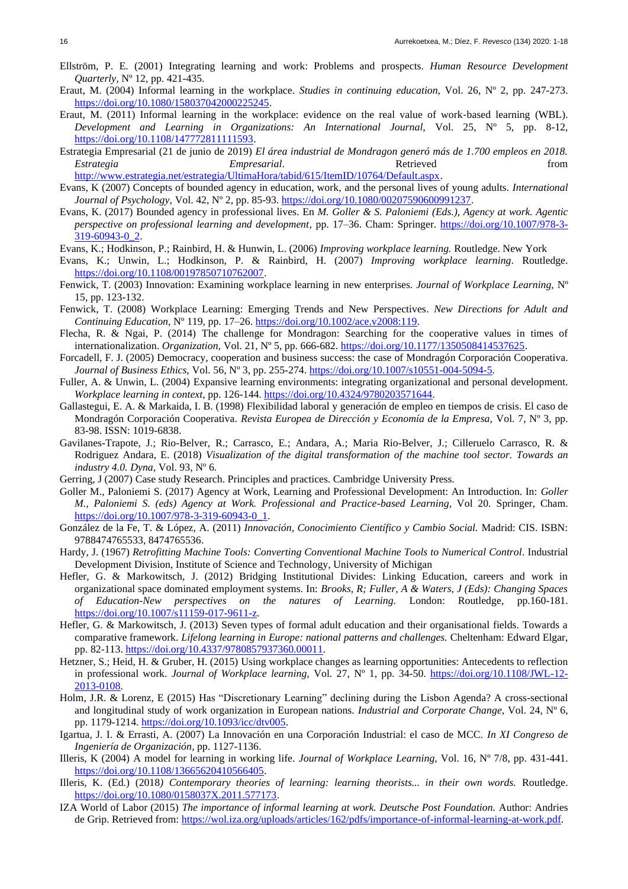Ellström, P. E. (2001) Integrating learning and work: Problems and prospects. *Human Resource Development Quarterly,* Nº 12, pp. 421-435.

Eraut, M. (2004) Informal learning in the workplace. *Studies in continuing education,* Vol. 26, Nº 2, pp. 247-273. https://doi.org/10.1080/158037042000225245.

Eraut, M. (2011) Informal learning in the workplace: evidence on the real value of work-based learning (WBL). *Development and Learning in Organizations: An International Journal,* Vol. 25, Nº 5, pp. 8-12, https://doi.org/10.1108/14777281111593.

Estrategia Empresarial (21 de junio de 2019) *El área industrial de Mondragon generó más de 1.700 empleos en 2018. Estrategia Empresarial*. Retrieved from http://www.estrategia.net/estrategia/UltimaHora/tabid/615/ItemID/10764/Default.aspx.

Evans, K (2007) Concepts of bounded agency in education, work, and the personal lives of young adults. *International Journal of Psychology,* Vol. 42, Nº 2, pp. 85-93. https://doi.org/10.1080/00207590600991237.

Evans, K. (2017) Bounded agency in professional lives. En *M. Goller & S. Paloniemi (Eds.), Agency at work. Agentic perspective on professional learning and development,* pp. 17–36. Cham: Springer. https://doi.org/10.1007/978-3-319-60943-0_2.

Evans, K.; Hodkinson, P.; Rainbird, H. & Hunwin, L. (2006) *Improving workplace learning.* Routledge. New York

Evans, K.; Unwin, L.; Hodkinson, P. & Rainbird, H. (2007) *Improving workplace learning*. Routledge. https://doi.org/10.1108/00197850710762007.

Fenwick, T. (2003) Innovation: Examining workplace learning in new enterprises. *Journal of Workplace Learning,* Nº 15, pp. 123-132.

Fenwick, T. (2008) Workplace Learning: Emerging Trends and New Perspectives. *New Directions for Adult and Continuing Education,* Nº 119, pp. 17–26. https://doi.org/10.1002/ace.v2008:119.

Flecha, R. & Ngai, P. (2014) The challenge for Mondragon: Searching for the cooperative values in times of internationalization. *Organization,* Vol. 21, Nº 5, pp. 666-682. https://doi.org/10.1177/1350508414537625.

Forcadell, F. J. (2005) Democracy, cooperation and business success: the case of Mondragón Corporación Cooperativa. *Journal of Business Ethics,* Vol. 56, Nº 3, pp. 255-274. https://doi.org/10.1007/s10551-004-5094-5.

Fuller, A. & Unwin, L. (2004) Expansive learning environments: integrating organizational and personal development. *Workplace learning in context,* pp. 126-144. https://doi.org/10.4324/9780203571644.

Gallastegui, E. A. & Markaida, I. B. (1998) Flexibilidad laboral y generación de empleo en tiempos de crisis. El caso de Mondragón Corporación Cooperativa. *Revista Europea de Dirección y Economía de la Empresa,* Vol. 7, Nº 3, pp. 83-98. ISSN: 1019-6838.

Gavilanes-Trapote, J.; Rio-Belver, R.; Carrasco, E.; Andara, A.; Maria Rio-Belver, J.; Cilleruelo Carrasco, R. & Rodriguez Andara, E. (2018) *Visualization of the digital transformation of the machine tool sector. Towards an industry 4.0. Dyna,* Vol. 93, Nº 6.

Gerring, J (2007) Case study Research. Principles and practices. Cambridge University Press.

Goller M., Paloniemi S. (2017) Agency at Work, Learning and Professional Development: An Introduction. In: *Goller M., Paloniemi S. (eds) Agency at Work. Professional and Practice-based Learning,* Vol 20. Springer, Cham. https://doi.org/10.1007/978-3-319-60943-0_1.

González de la Fe, T. & López, A. (2011) *Innovación, Conocimiento Científico y Cambio Social.* Madrid: CIS. ISBN: 9788474765533, 8474765536.

Hardy, J. (1967) *Retrofitting Machine Tools: Converting Conventional Machine Tools to Numerical Control*. Industrial Development Division, Institute of Science and Technology, University of Michigan

Hefler, G. & Markowitsch, J. (2012) Bridging Institutional Divides: Linking Education, careers and work in organizational space dominated employment systems. In: *Brooks, R; Fuller, A & Waters, J (Eds): Changing Spaces of Education-New perspectives on the natures of Learning.* London: Routledge, pp.160-181. https://doi.org/10.1007/s11159-017-9611-z.

Hefler, G. & Markowitsch, J. (2013) Seven types of formal adult education and their organisational fields. Towards a comparative framework. *Lifelong learning in Europe: national patterns and challenges.* Cheltenham: Edward Elgar, pp. 82-113. https://doi.org/10.4337/9780857937360.00011.

Hetzner, S.; Heid, H. & Gruber, H. (2015) Using workplace changes as learning opportunities: Antecedents to reflection in professional work. *Journal of Workplace learning,* Vol. 27, Nº 1, pp. 34-50. https://doi.org/10.1108/JWL-12-2013-0108.

Holm, J.R. & Lorenz, E (2015) Has "Discretionary Learning" declining during the Lisbon Agenda? A cross-sectional and longitudinal study of work organization in European nations. *Industrial and Corporate Change,* Vol. 24, Nº 6, pp. 1179-1214. https://doi.org/10.1093/icc/dtv005.

Igartua, J. I. & Errasti, A. (2007) La Innovación en una Corporación Industrial: el caso de MCC. *In XI Congreso de Ingeniería de Organización,* pp. 1127-1136.

Illeris, K (2004) A model for learning in working life. *Journal of Workplace Learning,* Vol. 16, Nº 7/8, pp. 431-441. https://doi.org/10.1108/13665620410566405.

Illeris, K. (Ed.) (2018*) Contemporary theories of learning: learning theorists... in their own words.* Routledge. https://doi.org/10.1080/0158037X.2011.577173.

IZA World of Labor (2015) *The importance of informal learning at work. Deutsche Post Foundation.* Author: Andries de Grip. Retrieved from: https://wol.iza.org/uploads/articles/162/pdfs/importance-of-informal-learning-at-work.pdf.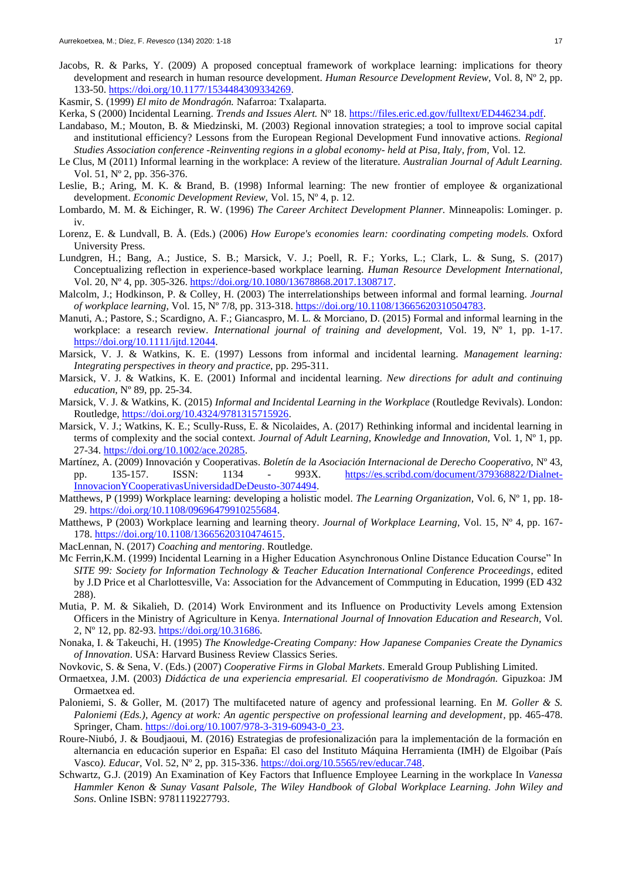Jacobs, R. & Parks, Y. (2009) A proposed conceptual framework of workplace learning: implications for theory development and research in human resource development. *Human Resource Development Review*, Vol. 8, Nº 2, pp. 133-50. https://doi.org/10.1177/1534484309334269.

Kasmir, S. (1999) *El mito de Mondragón.* Nafarroa: Txalaparta.

Kerka, S (2000) Incidental Learning. *Trends and Issues Alert.* Nº 18. https://files.eric.ed.gov/fulltext/ED446234.pdf.

Landabaso, M.; Mouton, B. & Miedzinski, M. (2003) Regional innovation strategies; a tool to improve social capital and institutional efficiency? Lessons from the European Regional Development Fund innovative actions. *Regional Studies Association conference -Reinventing regions in a global economy- held at Pisa, Italy, from,* Vol. 12*.*

Le Clus, M (2011) Informal learning in the workplace: A review of the literature. *Australian Journal of Adult Learning.* Vol. 51, Nº 2, pp. 356-376.

Leslie, B.; Aring, M. K. & Brand, B. (1998) Informal learning: The new frontier of employee & organizational development. *Economic Development Review*, Vol. 15, Nº 4, p. 12.

Lombardo, M. M. & Eichinger, R. W. (1996) *The Career Architect Development Planner.* Minneapolis: Lominger. p. iv.

Lorenz, E. & Lundvall, B. Å. (Eds.) (2006) *How Europe's economies learn: coordinating competing models.* Oxford University Press.

Lundgren, H.; Bang, A.; Justice, S. B.; Marsick, V. J.; Poell, R. F.; Yorks, L.; Clark, L. & Sung, S. (2017) Conceptualizing reflection in experience-based workplace learning. *Human Resource Development International*, Vol. 20, Nº 4, pp. 305-326. https://doi.org/10.1080/13678868.2017.1308717.

Malcolm, J.; Hodkinson, P. & Colley, H. (2003) The interrelationships between informal and formal learning. *Journal of workplace learning*, Vol. 15, Nº 7/8, pp. 313-318. https://doi.org/10.1108/13665620310504783.

Manuti, A.; Pastore, S.; Scardigno, A. F.; Giancaspro, M. L. & Morciano, D. (2015) Formal and informal learning in the workplace: a research review. *International journal of training and development*, Vol. 19, Nº 1, pp. 1-17. https://doi.org/10.1111/ijtd.12044.

Marsick, V. J. & Watkins, K. E. (1997) Lessons from informal and incidental learning. *Management learning: Integrating perspectives in theory and practice*, pp. 295-311.

Marsick, V. J. & Watkins, K. E. (2001) Informal and incidental learning. *New directions for adult and continuing education*, Nº 89, pp. 25-34.

Marsick, V. J. & Watkins, K. (2015) *Informal and Incidental Learning in the Workplace* (Routledge Revivals). London: Routledge, https://doi.org/10.4324/9781315715926.

Marsick, V. J.; Watkins, K. E.; Scully-Russ, E. & Nicolaides, A. (2017) Rethinking informal and incidental learning in terms of complexity and the social context. *Journal of Adult Learning, Knowledge and Innovation,* Vol. 1, Nº 1, pp. 27-34. https://doi.org/10.1002/ace.20285.

Martínez, A. (2009) Innovación y Cooperativas. *Boletín de la Asociación Internacional de Derecho Cooperativo*, Nº 43, pp. 135-157. ISSN: 1134 - 993X. https://es.scribd.com/document/379368822/Dialnet-InnovacionYCooperativasUniversidadDeDeusto-3074494.

Matthews, P (1999) Workplace learning: developing a holistic model. *The Learning Organization*, Vol. 6, Nº 1, pp. 18-29. https://doi.org/10.1108/09696479910255684.

Matthews, P (2003) Workplace learning and learning theory. *Journal of Workplace Learning*, Vol. 15, Nº 4, pp. 167-178. https://doi.org/10.1108/13665620310474615.

MacLennan, N. (2017) *Coaching and mentoring*. Routledge.

Mc Ferrin,K.M. (1999) Incidental Learning in a Higher Education Asynchronous Online Distance Education Course" In *SITE 99: Society for Information Technology & Teacher Education International Conference Proceedings*, edited by J.D Price et al Charlottesville, Va: Association for the Advancement of Commputing in Education, 1999 (ED 432 288).

Mutia, P. M. & Sikalieh, D. (2014) Work Environment and its Influence on Productivity Levels among Extension Officers in the Ministry of Agriculture in Kenya. *International Journal of Innovation Education and Research*, Vol. 2, Nº 12, pp. 82-93. https://doi.org/10.31686.

Nonaka, I. & Takeuchi, H. (1995) *The Knowledge-Creating Company: How Japanese Companies Create the Dynamics of Innovation*. USA: Harvard Business Review Classics Series.

Novkovic, S. & Sena, V. (Eds.) (2007) *Cooperative Firms in Global Markets*. Emerald Group Publishing Limited.

Ormaetxea, J.M. (2003) *Didáctica de una experiencia empresarial. El cooperativismo de Mondragón.* Gipuzkoa: JM Ormaetxea ed.

Paloniemi, S. & Goller, M. (2017) The multifaceted nature of agency and professional learning. En *M. Goller & S. Paloniemi (Eds.), Agency at work: An agentic perspective on professional learning and development*, pp. 465-478. Springer, Cham. https://doi.org/10.1007/978-3-319-60943-0_23.

Roure-Niubó, J. & Boudjaoui, M. (2016) Estrategias de profesionalización para la implementación de la formación en alternancia en educación superior en España: El caso del Instituto Máquina Herramienta (IMH) de Elgoibar (País Vasco*). Educar*, Vol. 52, Nº 2, pp. 315-336. https://doi.org/10.5565/rev/educar.748.

Schwartz, G.J. (2019) An Examination of Key Factors that Influence Employee Learning in the workplace In *Vanessa Hammler Kenon & Sunay Vasant Palsole, The Wiley Handbook of Global Workplace Learning. John Wiley and Sons*. Online ISBN: 9781119227793.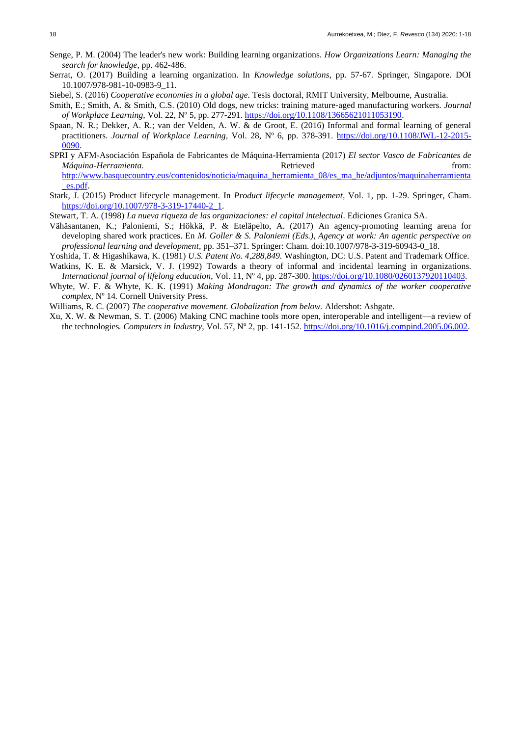Senge, P. M. (2004) The leader's new work: Building learning organizations. *How Organizations Learn: Managing the search for knowledge*, pp. 462-486.

Serrat, O. (2017) Building a learning organization. In *Knowledge solutions*, pp. 57-67. Springer, Singapore. DOI 10.1007/978-981-10-0983-9_11.

Siebel, S. (2016) *Cooperative economies in a global age.* Tesis doctoral, RMIT University, Melbourne, Australia.

Smith, E.; Smith, A. & Smith, C.S. (2010) Old dogs, new tricks: training mature-aged manufacturing workers. *Journal of Workplace Learning*, Vol. 22, Nº 5, pp. 277-291. https://doi.org/10.1108/13665621011053190.

Spaan, N. R.; Dekker, A. R.; van der Velden, A. W. & de Groot, E. (2016) Informal and formal learning of general practitioners. *Journal of Workplace Learning*, Vol. 28, Nº 6, pp. 378-391. https://doi.org/10.1108/JWL-12-2015-0090.

SPRI y AFM-Asociación Española de Fabricantes de Máquina-Herramienta (2017) *El sector Vasco de Fabricantes de Máquina-Herramienta.* Retrieved from: http://www.basquecountry.eus/contenidos/noticia/maquina_herramienta_08/es_ma_he/adjuntos/maquinaherramienta_es.pdf.

Stark, J. (2015) Product lifecycle management. In *Product lifecycle management*, Vol. 1, pp. 1-29. Springer, Cham. https://doi.org/10.1007/978-3-319-17440-2_1.

Stewart, T. A. (1998) *La nueva riqueza de las organizaciones: el capital intelectual*. Ediciones Granica SA.

Vähäsantanen, K.; Paloniemi, S.; Hökkä, P. & Eteläpelto, A. (2017) An agency-promoting learning arena for developing shared work practices. En *M. Goller & S. Paloniemi (Eds.), Agency at work: An agentic perspective on professional learning and development*, pp. 351–371. Springer: Cham. doi:10.1007/978-3-319-60943-0_18.

Yoshida, T. & Higashikawa, K. (1981) *U.S. Patent No. 4,288,849.* Washington, DC: U.S. Patent and Trademark Office.

Watkins, K. E. & Marsick, V. J. (1992) Towards a theory of informal and incidental learning in organizations. *International journal of lifelong education*, Vol. 11, Nº 4, pp. 287-300. https://doi.org/10.1080/0260137920110403.

Whyte, W. F. & Whyte, K. K. (1991) *Making Mondragon: The growth and dynamics of the worker cooperative complex*, Nº 14. Cornell University Press.

Williams, R. C. (2007) *The cooperative movement. Globalization from below.* Aldershot: Ashgate.

Xu, X. W. & Newman, S. T. (2006) Making CNC machine tools more open, interoperable and intelligent—a review of the technologies*. Computers in Industry*, Vol. 57, Nº 2, pp. 141-152. https://doi.org/10.1016/j.compind.2005.06.002.